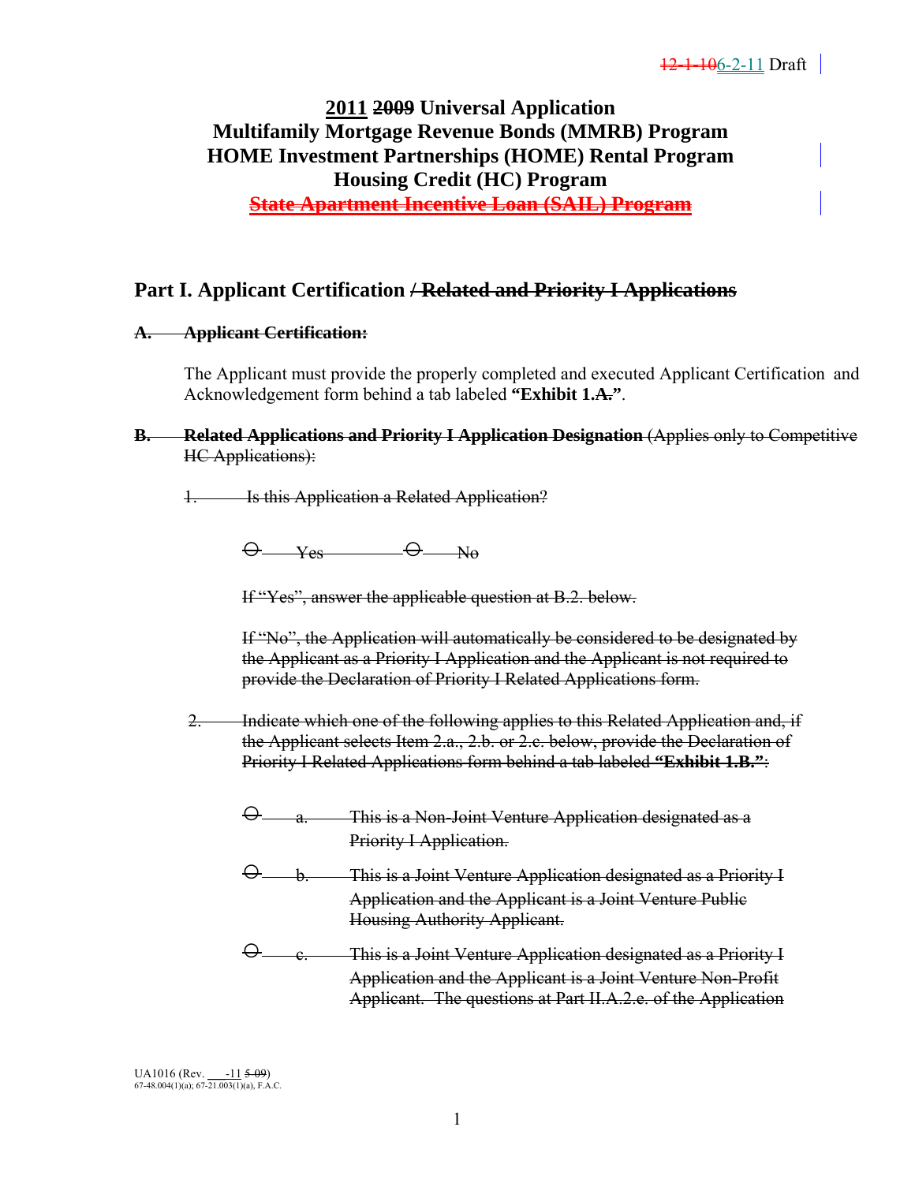12-1-106-2-11 Draft

# 2011 ~~2009~~ Universal Application
# Multifamily Mortgage Revenue Bonds (MMRB) Program
# HOME Investment Partnerships (HOME) Rental Program
# Housing Credit (HC) Program
# ~~State Apartment Incentive Loan (SAIL) Program~~

## Part I. Applicant Certification ~~/ Related and Priority I Applications~~

**~~A. Applicant Certification:~~**

The Applicant must provide the properly completed and executed Applicant Certification and Acknowledgement form behind a tab labeled **"Exhibit 1.~~A.~~"**.

~~**B. Related Applications and Priority I Application Designation** (Applies only to Competitive HC Applications):~~

~~1. Is this Application a Related Application?~~

~~O Yes O No~~

~~If "Yes", answer the applicable question at B.2. below.~~

~~If "No", the Application will automatically be considered to be designated by the Applicant as a Priority I Application and the Applicant is not required to provide the Declaration of Priority I Related Applications form.~~

~~2. Indicate which one of the following applies to this Related Application and, if the Applicant selects Item 2.a., 2.b. or 2.c. below, provide the Declaration of Priority I Related Applications form behind a tab labeled **"Exhibit 1.B."**:~~

~~O a. This is a Non-Joint Venture Application designated as a Priority I Application.~~

~~O b. This is a Joint Venture Application designated as a Priority I Application and the Applicant is a Joint Venture Public Housing Authority Applicant.~~

~~O c. This is a Joint Venture Application designated as a Priority I Application and the Applicant is a Joint Venture Non-Profit Applicant. The questions at Part II.A.2.e. of the Application~~

UA1016 (Rev. \_\_\_-11 ~~5-09~~)
67-48.004(1)(a); 67-21.003(1)(a), F.A.C.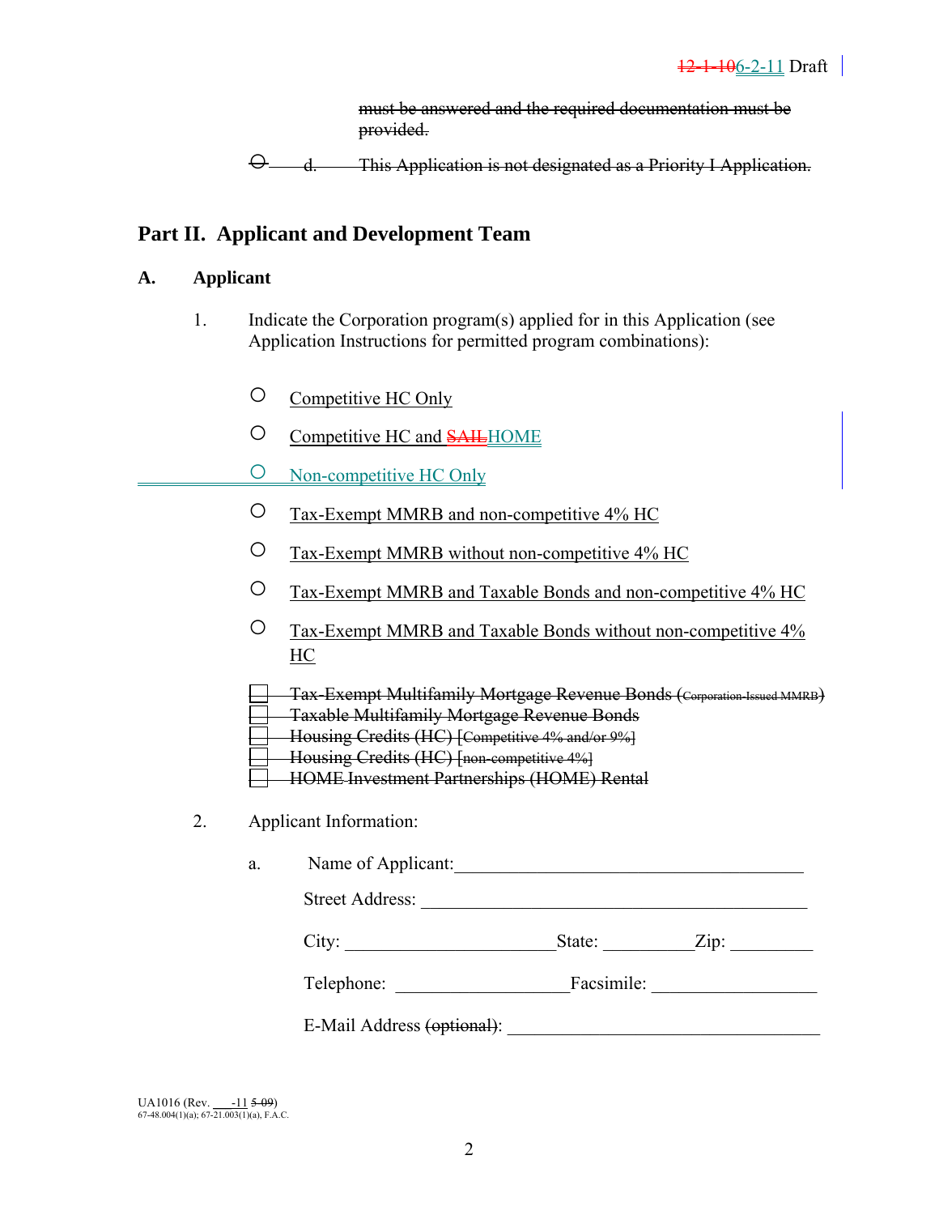~~must be answered and the required documentation must be provided.~~

~~○ d. This Application is not designated as a Priority I Application.~~

## Part II. Applicant and Development Team

### A. Applicant

1. Indicate the Corporation program(s) applied for in this Application (see Application Instructions for permitted program combinations):

   ○ Competitive HC Only

   ○ Competitive HC and ~~SAIL~~HOME

   ○ Non-competitive HC Only

   ○ Tax-Exempt MMRB and non-competitive 4% HC

   ○ Tax-Exempt MMRB without non-competitive 4% HC

   ○ Tax-Exempt MMRB and Taxable Bonds and non-competitive 4% HC

   ○ Tax-Exempt MMRB and Taxable Bonds without non-competitive 4% HC

   ~~☐ Tax-Exempt Multifamily Mortgage Revenue Bonds (Corporation-Issued MMRB)~~
   ~~☐ Taxable Multifamily Mortgage Revenue Bonds~~
   ~~☐ Housing Credits (HC) [Competitive 4% and/or 9%]~~
   ~~☐ Housing Credits (HC) [non-competitive 4%]~~
   ~~☐ HOME Investment Partnerships (HOME) Rental~~

2. Applicant Information:

   a. Name of Applicant:______________________________________

      Street Address: ________________________________________

      City: ______________________State: __________Zip: _________

      Telephone: __________________Facsimile: _________________

      E-Mail Address ~~(optional)~~: __________________________________

UA1016 (Rev. ___-11 ~~5-09~~)
67-48.004(1)(a); 67-21.003(1)(a), F.A.C.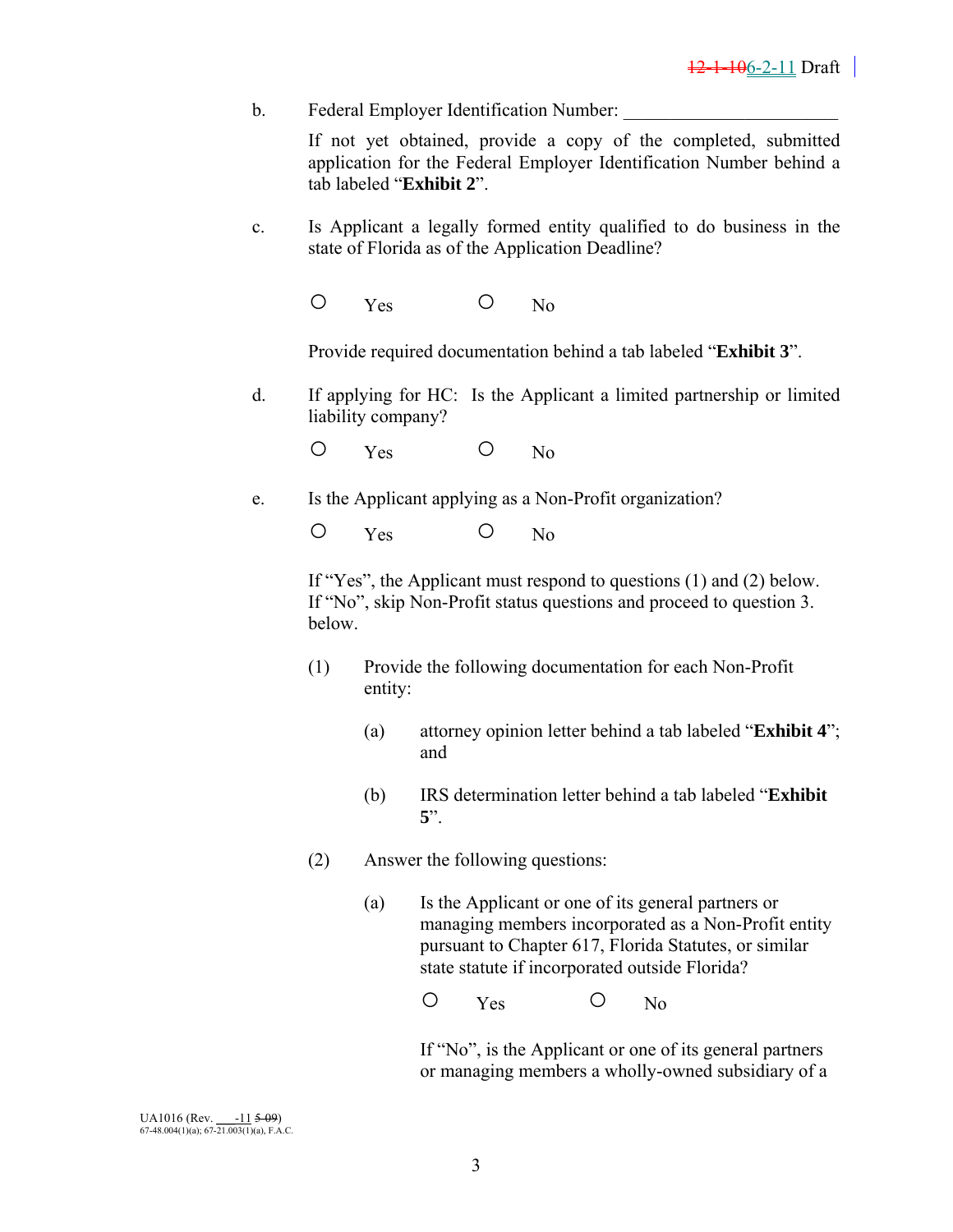b. Federal Employer Identification Number: ______________________

If not yet obtained, provide a copy of the completed, submitted application for the Federal Employer Identification Number behind a tab labeled "**Exhibit 2**".

c. Is Applicant a legally formed entity qualified to do business in the state of Florida as of the Application Deadline?

○ Yes ○ No

Provide required documentation behind a tab labeled "**Exhibit 3**".

d. If applying for HC: Is the Applicant a limited partnership or limited liability company?

○ Yes ○ No

e. Is the Applicant applying as a Non-Profit organization?

○ Yes ○ No

If "Yes", the Applicant must respond to questions (1) and (2) below. If "No", skip Non-Profit status questions and proceed to question 3. below.

(1) Provide the following documentation for each Non-Profit entity:

(a) attorney opinion letter behind a tab labeled "**Exhibit 4**"; and

(b) IRS determination letter behind a tab labeled "**Exhibit 5**".

(2) Answer the following questions:

(a) Is the Applicant or one of its general partners or managing members incorporated as a Non-Profit entity pursuant to Chapter 617, Florida Statutes, or similar state statute if incorporated outside Florida?

○ Yes ○ No

If "No", is the Applicant or one of its general partners or managing members a wholly-owned subsidiary of a

UA1016 (Rev. ___-11 ~~5-09~~)
67-48.004(1)(a); 67-21.003(1)(a), F.A.C.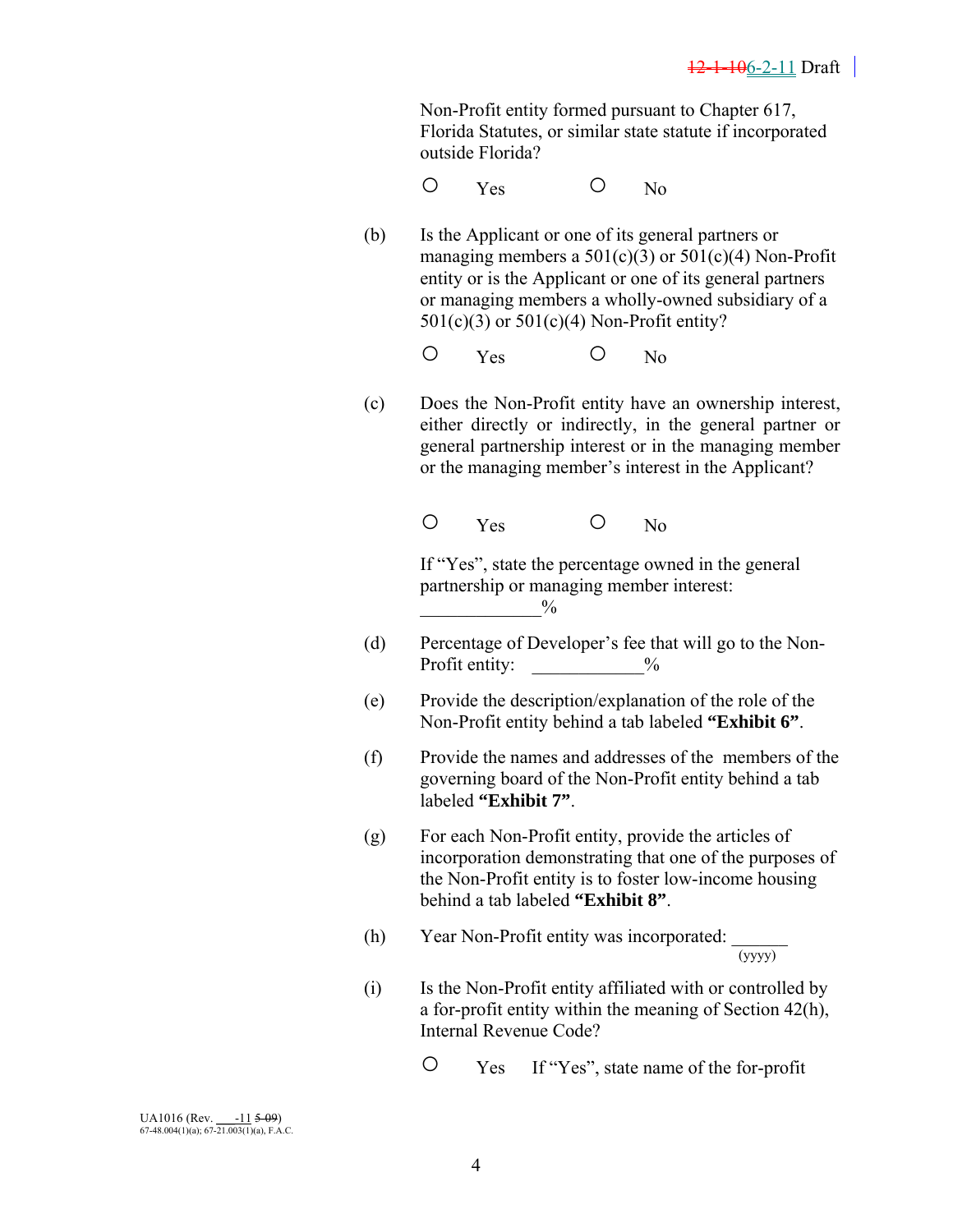Non-Profit entity formed pursuant to Chapter 617, Florida Statutes, or similar state statute if incorporated outside Florida?

○ Yes ○ No

(b) Is the Applicant or one of its general partners or managing members a 501(c)(3) or 501(c)(4) Non-Profit entity or is the Applicant or one of its general partners or managing members a wholly-owned subsidiary of a 501(c)(3) or 501(c)(4) Non-Profit entity?

○ Yes ○ No

(c) Does the Non-Profit entity have an ownership interest, either directly or indirectly, in the general partner or general partnership interest or in the managing member or the managing member's interest in the Applicant?

○ Yes ○ No

If "Yes", state the percentage owned in the general partnership or managing member interest: ____________%

(d) Percentage of Developer's fee that will go to the Non-Profit entity: ____________%

(e) Provide the description/explanation of the role of the Non-Profit entity behind a tab labeled **"Exhibit 6"**.

(f) Provide the names and addresses of the members of the governing board of the Non-Profit entity behind a tab labeled **"Exhibit 7"**.

(g) For each Non-Profit entity, provide the articles of incorporation demonstrating that one of the purposes of the Non-Profit entity is to foster low-income housing behind a tab labeled **"Exhibit 8"**.

(h) Year Non-Profit entity was incorporated: ______ (yyyy)

(i) Is the Non-Profit entity affiliated with or controlled by a for-profit entity within the meaning of Section 42(h), Internal Revenue Code?

○ Yes If "Yes", state name of the for-profit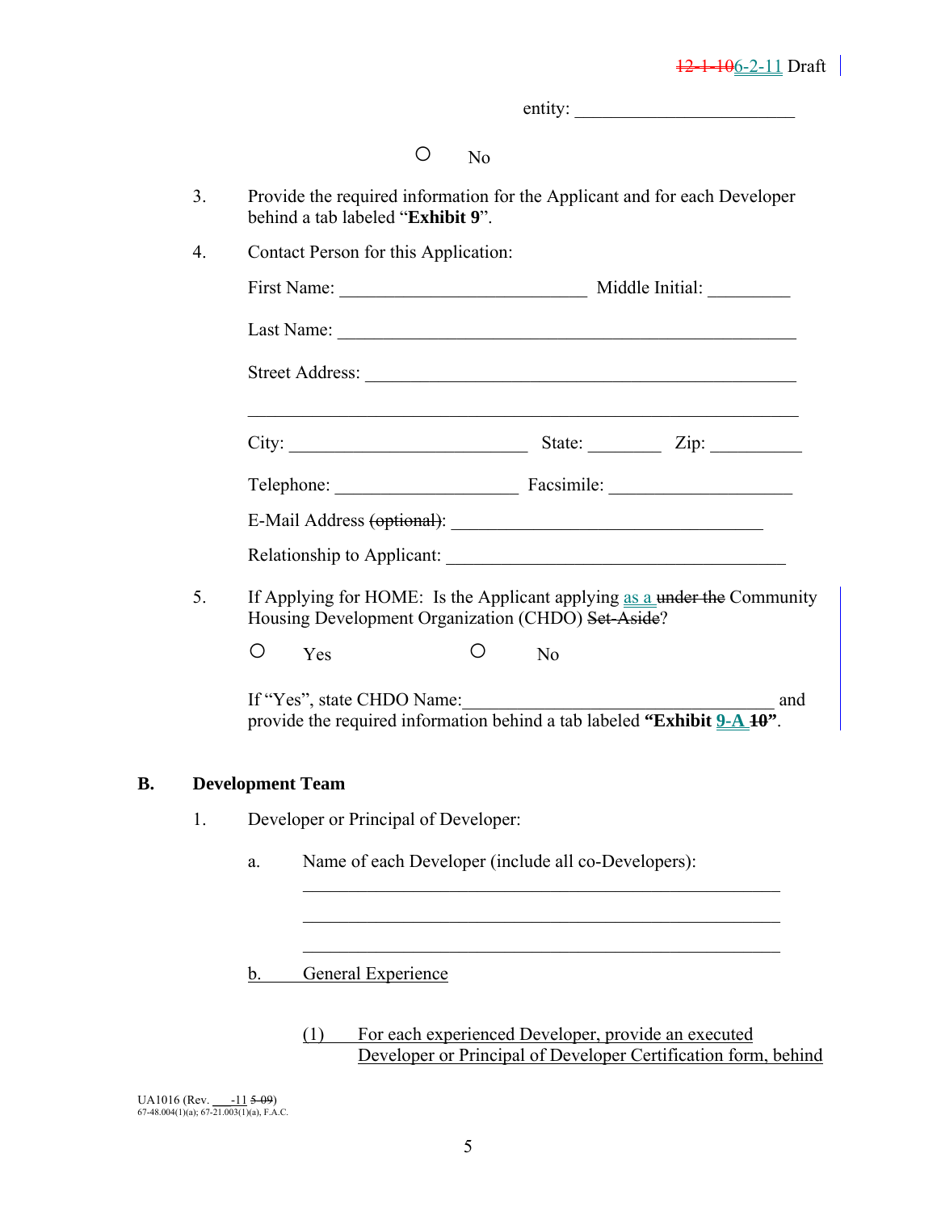entity: ________________________

○ No

3. Provide the required information for the Applicant and for each Developer behind a tab labeled "**Exhibit 9**".

4. Contact Person for this Application:

   First Name: ___________________________ Middle Initial: _________

   Last Name: ___________________________________________________

   Street Address: ________________________________________________

   _______________________________________________________________

   City: __________________________ State: ________ Zip: __________

   Telephone: ____________________ Facsimile: ____________________

   E-Mail Address ~~(optional)~~: ___________________________________

   Relationship to Applicant: ______________________________________

5. If Applying for HOME: Is the Applicant applying as a ~~under the~~ Community Housing Development Organization (CHDO) ~~Set-Aside~~?

   ○ Yes ○ No

   If "Yes", state CHDO Name:_________________________________ and provide the required information behind a tab labeled **"Exhibit 9-A ~~10~~"**.

## B. Development Team

1. Developer or Principal of Developer:

   a. Name of each Developer (include all co-Developers):

      _____________________________________________________

      _____________________________________________________

      _____________________________________________________

   b. General Experience

      (1) For each experienced Developer, provide an executed Developer or Principal of Developer Certification form, behind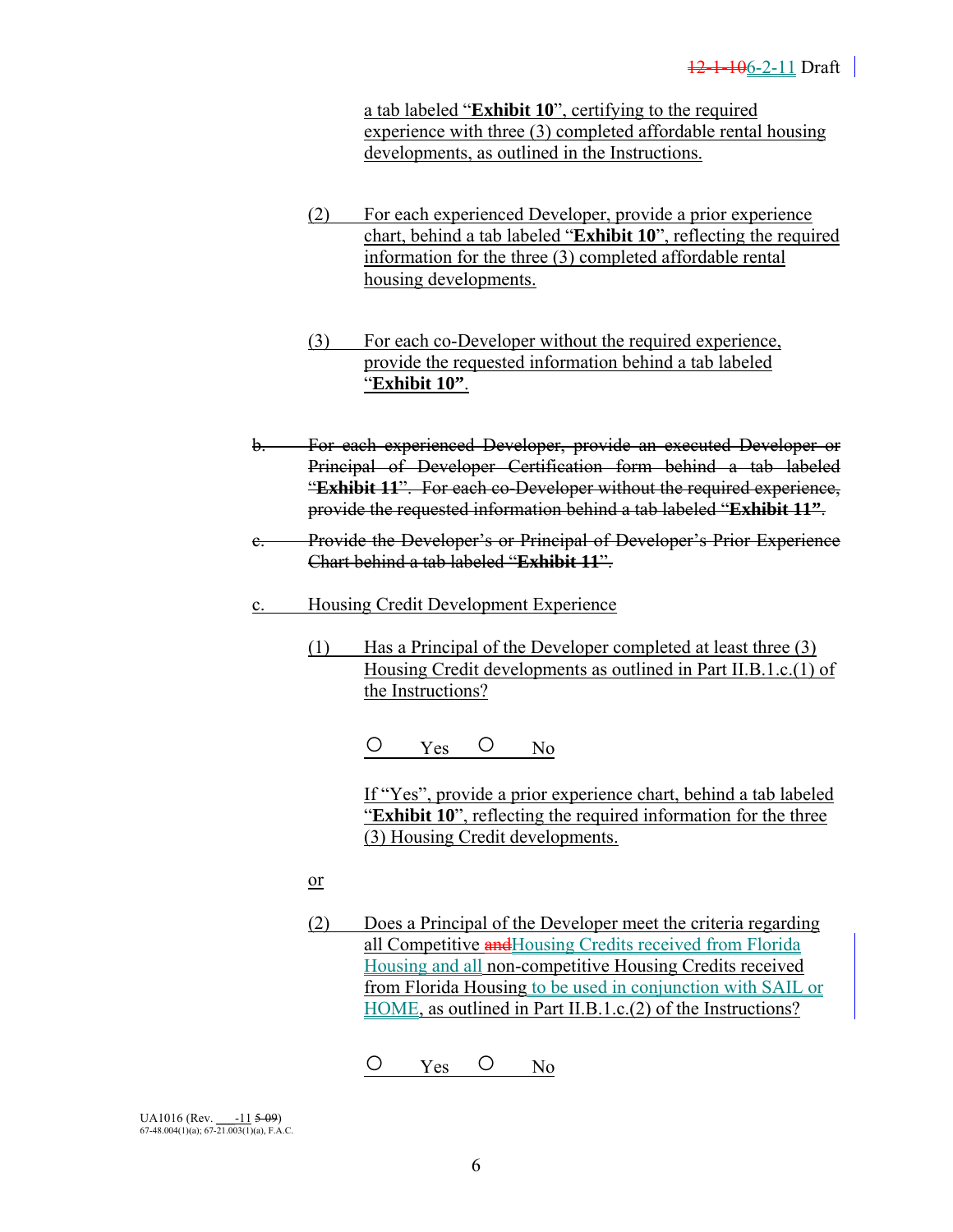a tab labeled "**Exhibit 10**", certifying to the required experience with three (3) completed affordable rental housing developments, as outlined in the Instructions.

(2) For each experienced Developer, provide a prior experience chart, behind a tab labeled "**Exhibit 10**", reflecting the required information for the three (3) completed affordable rental housing developments.

(3) For each co-Developer without the required experience, provide the requested information behind a tab labeled "**Exhibit 10"**.

~~b. For each experienced Developer, provide an executed Developer or Principal of Developer Certification form behind a tab labeled "**Exhibit 11**". For each co-Developer without the required experience, provide the requested information behind a tab labeled "**Exhibit 11"**.~~

~~c. Provide the Developer's or Principal of Developer's Prior Experience Chart behind a tab labeled "**Exhibit 11"**.~~

c. Housing Credit Development Experience

(1) Has a Principal of the Developer completed at least three (3) Housing Credit developments as outlined in Part II.B.1.c.(1) of the Instructions?

○ Yes ○ No

If "Yes", provide a prior experience chart, behind a tab labeled "**Exhibit 10**", reflecting the required information for the three (3) Housing Credit developments.

or

(2) Does a Principal of the Developer meet the criteria regarding all Competitive ~~and~~Housing Credits received from Florida Housing and all non-competitive Housing Credits received from Florida Housing to be used in conjunction with SAIL or HOME, as outlined in Part II.B.1.c.(2) of the Instructions?

○ Yes ○ No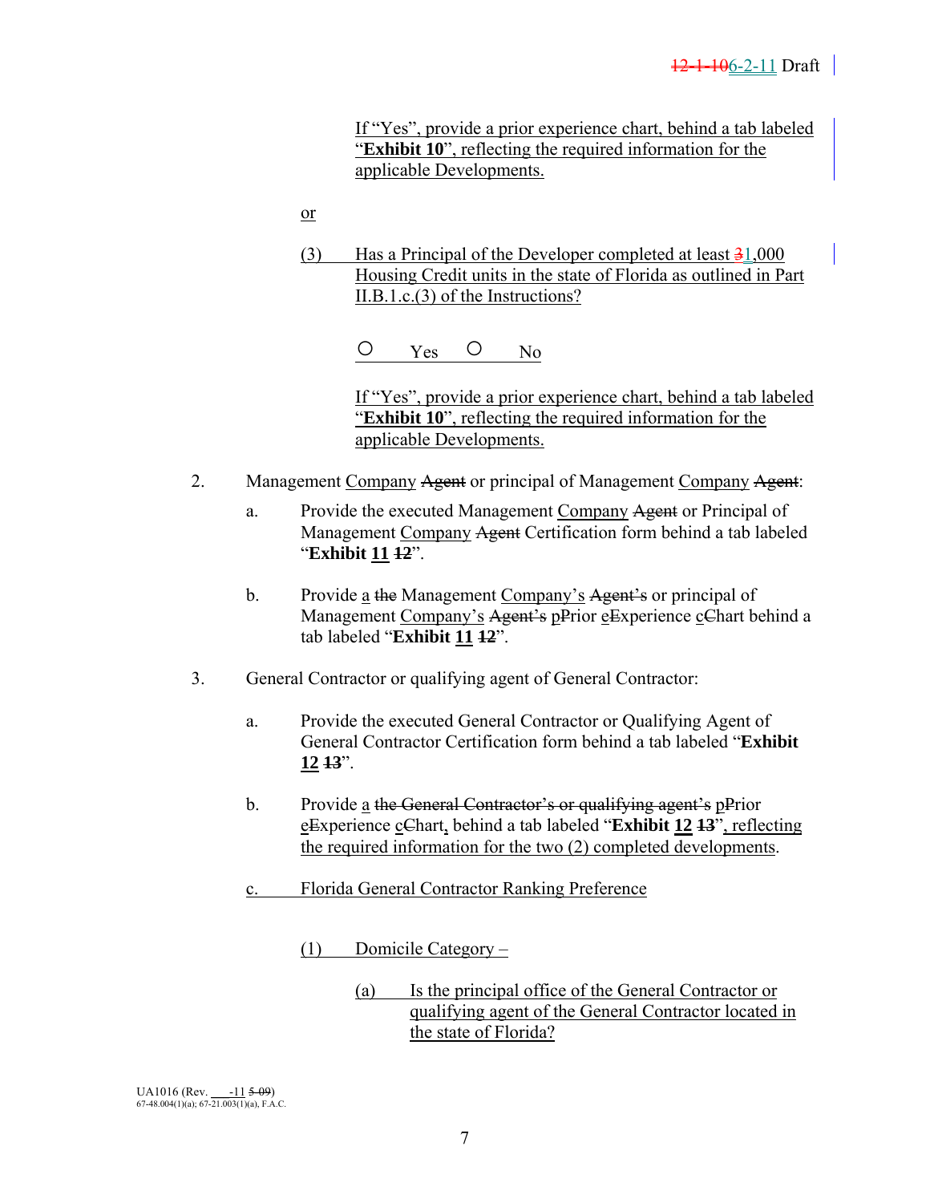If "Yes", provide a prior experience chart, behind a tab labeled "**Exhibit 10**", reflecting the required information for the applicable Developments.

or

(3) Has a Principal of the Developer completed at least ~~3~~1,000 Housing Credit units in the state of Florida as outlined in Part II.B.1.c.(3) of the Instructions?

○ Yes ○ No

If "Yes", provide a prior experience chart, behind a tab labeled "**Exhibit 10**", reflecting the required information for the applicable Developments.

2. Management Company ~~Agent~~ or principal of Management Company ~~Agent~~:

   a. Provide the executed Management Company ~~Agent~~ or Principal of Management Company ~~Agent~~ Certification form behind a tab labeled "**Exhibit 11** ~~**12**~~".

   b. Provide a ~~the~~ Management Company's ~~Agent's~~ or principal of Management Company's ~~Agent's~~ p~~P~~rior e~~E~~xperience c~~C~~hart behind a tab labeled "**Exhibit 11** ~~**12**~~".

3. General Contractor or qualifying agent of General Contractor:

   a. Provide the executed General Contractor or Qualifying Agent of General Contractor Certification form behind a tab labeled "**Exhibit 12** ~~**13**~~".

   b. Provide a ~~the General Contractor's or qualifying agent's~~ p~~P~~rior e~~E~~xperience c~~C~~hart, behind a tab labeled "**Exhibit 12** ~~**13**~~", reflecting the required information for the two (2) completed developments.

   c. Florida General Contractor Ranking Preference

      (1) Domicile Category –

         (a) Is the principal office of the General Contractor or qualifying agent of the General Contractor located in the state of Florida?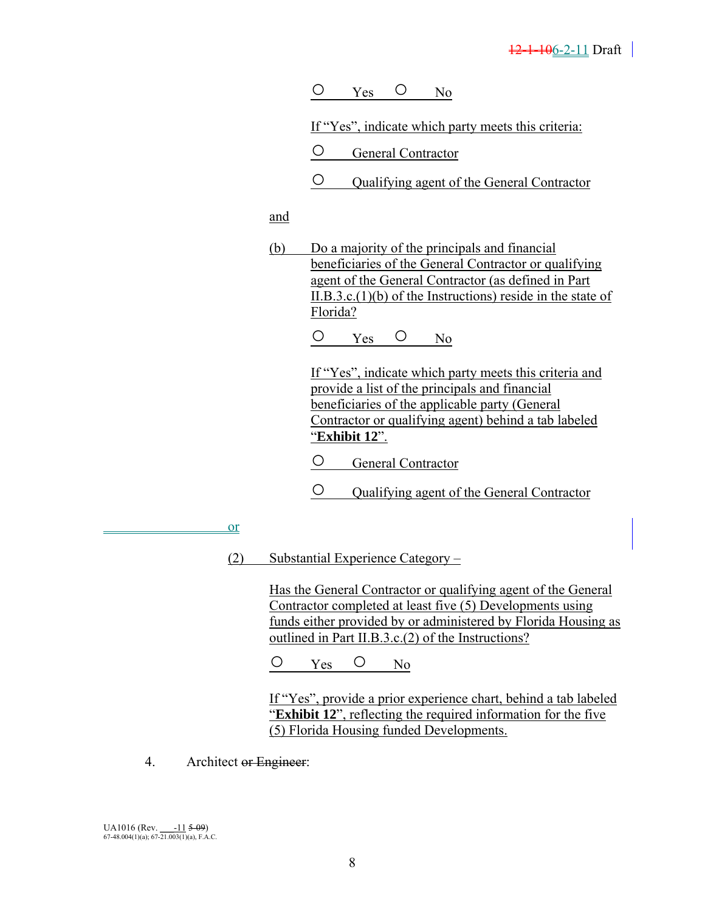○ Yes ○ No

If "Yes", indicate which party meets this criteria:

○ General Contractor

○ Qualifying agent of the General Contractor

and

(b) Do a majority of the principals and financial beneficiaries of the General Contractor or qualifying agent of the General Contractor (as defined in Part II.B.3.c.(1)(b) of the Instructions) reside in the state of Florida?

○ Yes ○ No

If "Yes", indicate which party meets this criteria and provide a list of the principals and financial beneficiaries of the applicable party (General Contractor or qualifying agent) behind a tab labeled "**Exhibit 12**".

○ General Contractor

○ Qualifying agent of the General Contractor

or

(2) Substantial Experience Category –

Has the General Contractor or qualifying agent of the General Contractor completed at least five (5) Developments using funds either provided by or administered by Florida Housing as outlined in Part II.B.3.c.(2) of the Instructions?

○ Yes ○ No

If "Yes", provide a prior experience chart, behind a tab labeled "**Exhibit 12**", reflecting the required information for the five (5) Florida Housing funded Developments.

4. Architect ~~or Engineer~~: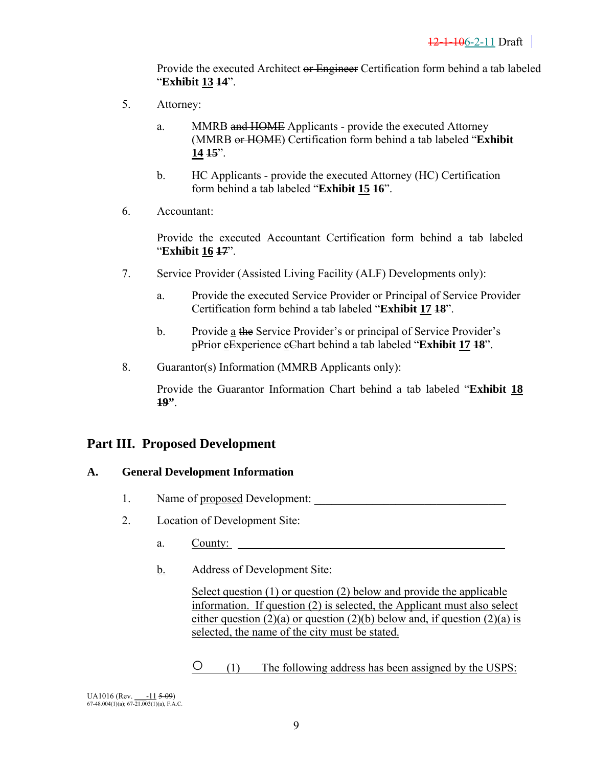Provide the executed Architect ~~or Engineer~~ Certification form behind a tab labeled "**Exhibit <u>13</u> ~~14~~**".

5. Attorney:

   a. MMRB ~~and HOME~~ Applicants - provide the executed Attorney (MMRB ~~or HOME~~) Certification form behind a tab labeled "**Exhibit <u>14</u> ~~15~~**".

   b. HC Applicants - provide the executed Attorney (HC) Certification form behind a tab labeled "**Exhibit <u>15</u> ~~16~~**".

6. Accountant:

   Provide the executed Accountant Certification form behind a tab labeled "**Exhibit <u>16</u> ~~17~~**".

7. Service Provider (Assisted Living Facility (ALF) Developments only):

   a. Provide the executed Service Provider or Principal of Service Provider Certification form behind a tab labeled "**Exhibit <u>17</u> ~~18~~**".

   b. Provide <u>a</u> ~~the~~ Service Provider's or principal of Service Provider's <u>p</u>~~P~~rior <u>e</u>~~E~~xperience <u>c</u>~~C~~hart behind a tab labeled "**Exhibit <u>17</u> ~~18~~**".

8. Guarantor(s) Information (MMRB Applicants only):

   Provide the Guarantor Information Chart behind a tab labeled "**Exhibit <u>18</u> ~~19~~"**.

## Part III. Proposed Development

### A. General Development Information

1. Name of <u>proposed</u> Development: ________________________________

2. Location of Development Site:

   a. <u>County:</u> ________________________________

   <u>b.</u> Address of Development Site:

   <u>Select question (1) or question (2) below and provide the applicable information. If question (2) is selected, the Applicant must also select either question (2)(a) or question (2)(b) below and, if question (2)(a) is selected, the name of the city must be stated.</u>

   ○ <u>(1) The following address has been assigned by the USPS:</u>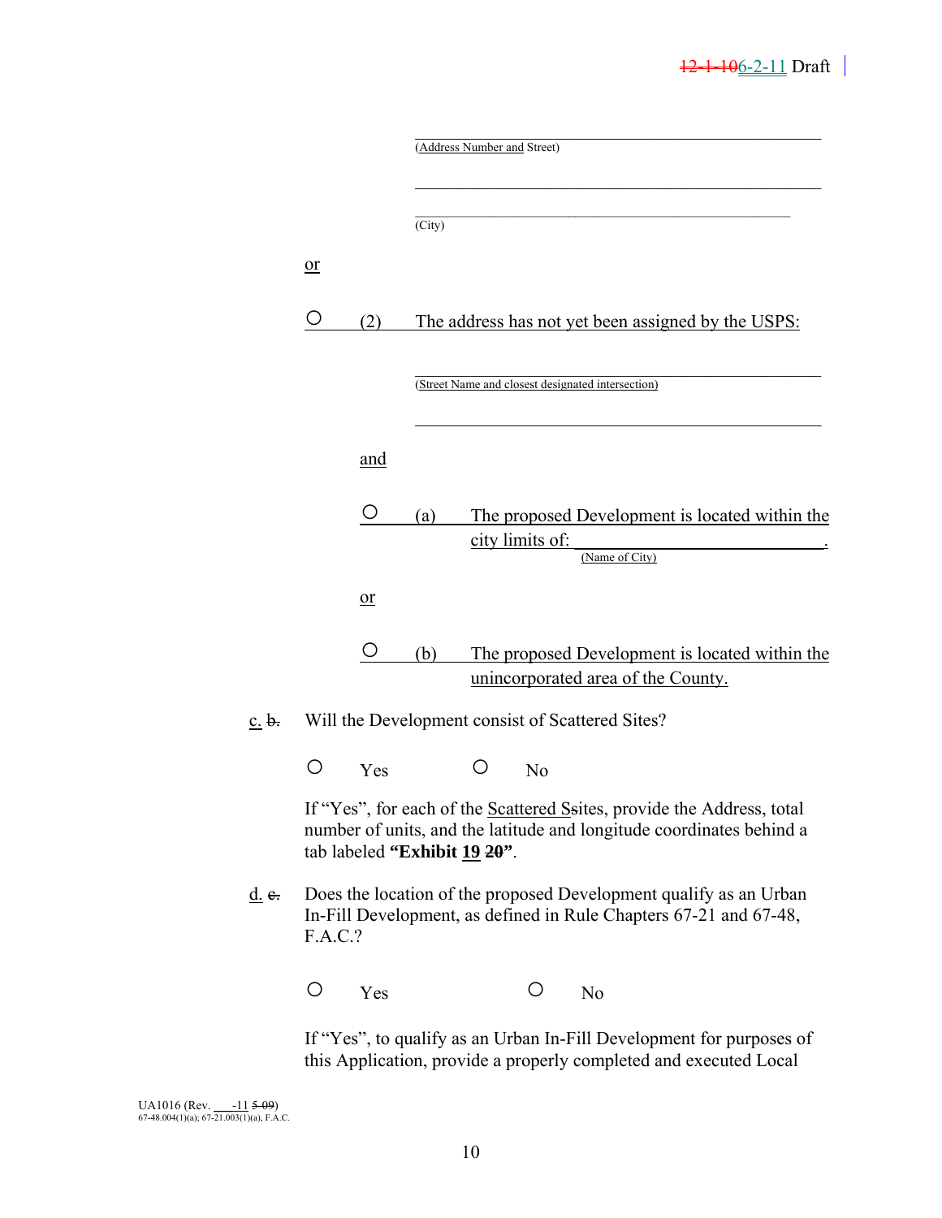\_\_\_\_\_\_\_\_\_\_\_\_\_\_\_\_\_\_\_\_\_\_\_\_\_\_\_\_\_\_\_\_\_\_\_\_\_\_\_\_\_\_\_\_
(Address Number and Street)

\_\_\_\_\_\_\_\_\_\_\_\_\_\_\_\_\_\_\_\_\_\_\_\_\_\_\_\_\_\_\_\_\_\_\_\_\_\_\_\_\_\_\_\_

\_\_\_\_\_\_\_\_\_\_\_\_\_\_\_\_\_\_\_\_\_\_\_\_\_\_\_\_\_\_\_\_\_\_\_\_\_\_\_\_\_\_\_\_
(City)

or

○ (2) The address has not yet been assigned by the USPS:

\_\_\_\_\_\_\_\_\_\_\_\_\_\_\_\_\_\_\_\_\_\_\_\_\_\_\_\_\_\_\_\_\_\_\_\_\_\_\_\_\_\_\_\_
(Street Name and closest designated intersection)

\_\_\_\_\_\_\_\_\_\_\_\_\_\_\_\_\_\_\_\_\_\_\_\_\_\_\_\_\_\_\_\_\_\_\_\_\_\_\_\_\_\_\_\_

and

○ (a) The proposed Development is located within the city limits of: \_\_\_\_\_\_\_\_\_\_\_\_\_\_\_\_\_\_\_\_\_\_\_\_\_\_\_\_.
(Name of City)

or

○ (b) The proposed Development is located within the unincorporated area of the County.

c. ~~b.~~ Will the Development consist of Scattered Sites?

○ Yes ○ No

If "Yes", for each of the Scattered S~~s~~ites, provide the Address, total number of units, and the latitude and longitude coordinates behind a tab labeled **"Exhibit 19 ~~20~~"**.

d. ~~c.~~ Does the location of the proposed Development qualify as an Urban In-Fill Development, as defined in Rule Chapters 67-21 and 67-48, F.A.C.?

○ Yes ○ No

If "Yes", to qualify as an Urban In-Fill Development for purposes of this Application, provide a properly completed and executed Local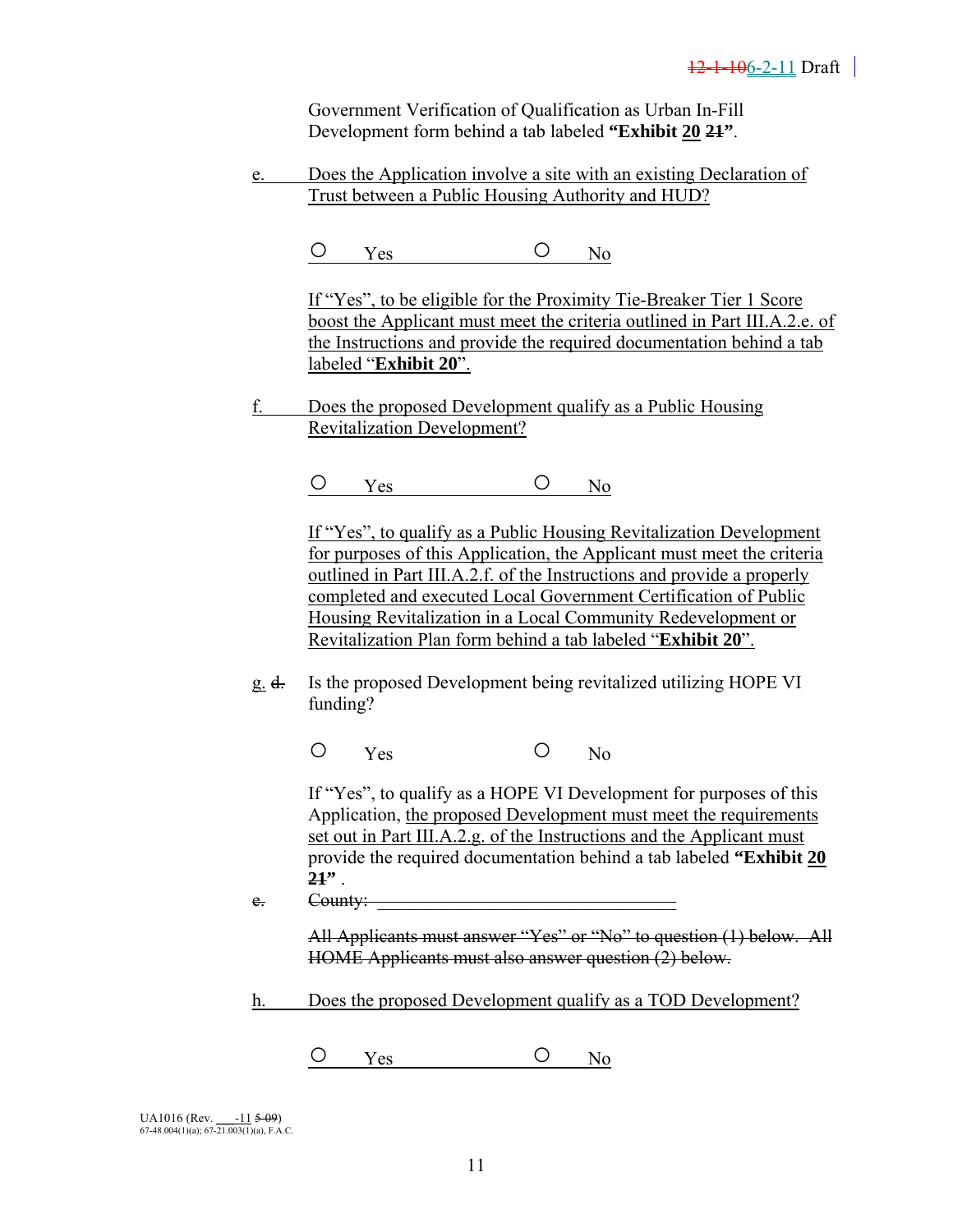Government Verification of Qualification as Urban In-Fill Development form behind a tab labeled **"Exhibit 20 21"**.

e. Does the Application involve a site with an existing Declaration of Trust between a Public Housing Authority and HUD?

○ Yes ○ No

If "Yes", to be eligible for the Proximity Tie-Breaker Tier 1 Score boost the Applicant must meet the criteria outlined in Part III.A.2.e. of the Instructions and provide the required documentation behind a tab labeled "**Exhibit 20**".

f. Does the proposed Development qualify as a Public Housing Revitalization Development?

○ Yes ○ No

If "Yes", to qualify as a Public Housing Revitalization Development for purposes of this Application, the Applicant must meet the criteria outlined in Part III.A.2.f. of the Instructions and provide a properly completed and executed Local Government Certification of Public Housing Revitalization in a Local Community Redevelopment or Revitalization Plan form behind a tab labeled "**Exhibit 20**".

g. d. Is the proposed Development being revitalized utilizing HOPE VI funding?

○ Yes ○ No

If "Yes", to qualify as a HOPE VI Development for purposes of this Application, the proposed Development must meet the requirements set out in Part III.A.2.g. of the Instructions and the Applicant must provide the required documentation behind a tab labeled **"Exhibit 20 21"** .

e. County: ______________________________

All Applicants must answer "Yes" or "No" to question (1) below. All HOME Applicants must also answer question (2) below.

h. Does the proposed Development qualify as a TOD Development?

○ Yes ○ No

UA1016 (Rev. ___-11 5-09)
67-48.004(1)(a); 67-21.003(1)(a), F.A.C.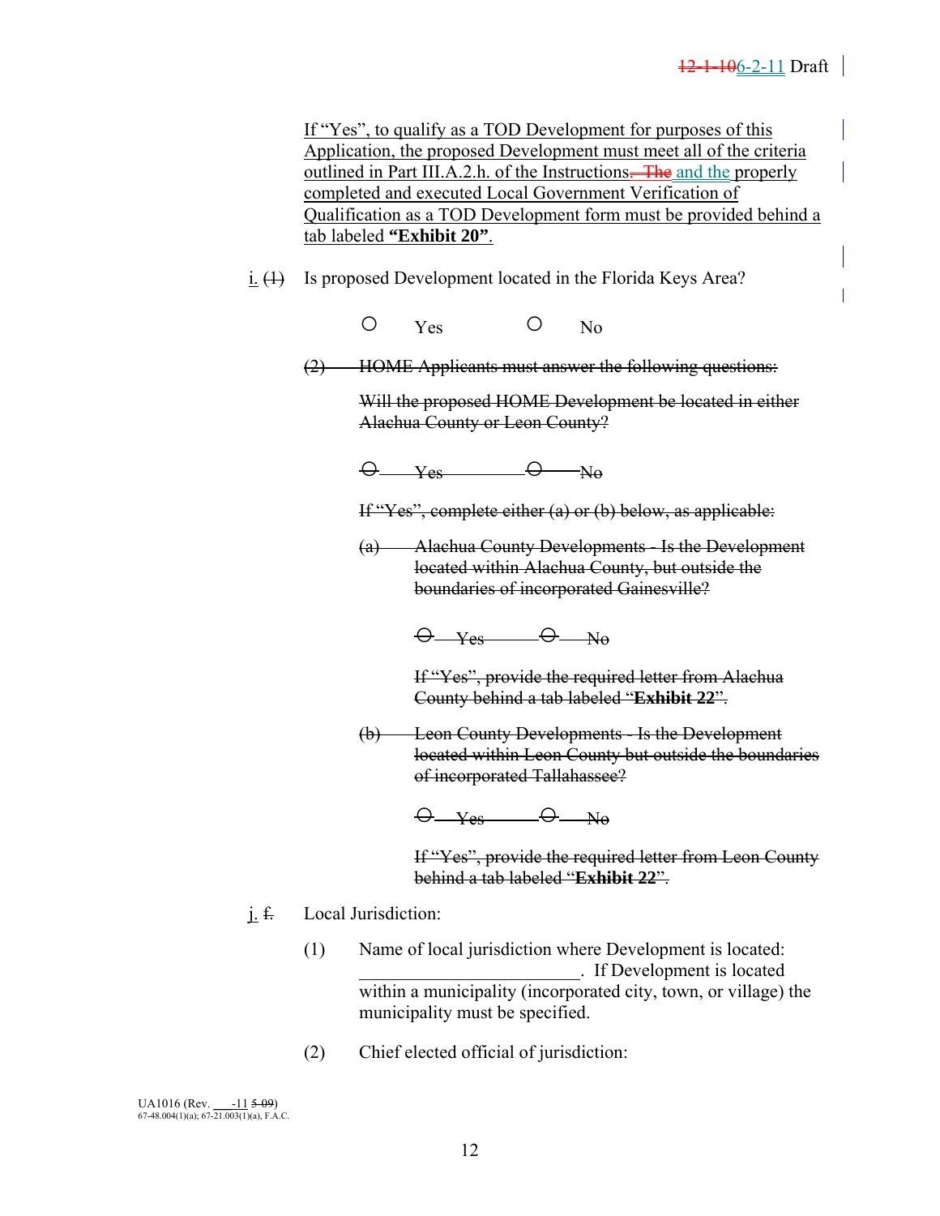If "Yes", to qualify as a TOD Development for purposes of this Application, the proposed Development must meet all of the criteria outlined in Part III.A.2.h. of the Instructions. ~~The~~ and the properly completed and executed Local Government Verification of Qualification as a TOD Development form must be provided behind a tab labeled **"Exhibit 20"**.

i. ~~(1)~~ Is proposed Development located in the Florida Keys Area?

○ Yes ○ No

~~(2) HOME Applicants must answer the following questions:~~

~~Will the proposed HOME Development be located in either Alachua County or Leon County?~~

~~○ Yes ○ No~~

~~If "Yes", complete either (a) or (b) below, as applicable:~~

~~(a) Alachua County Developments - Is the Development located within Alachua County, but outside the boundaries of incorporated Gainesville?~~

~~○ Yes ○ No~~

~~If "Yes", provide the required letter from Alachua County behind a tab labeled "**Exhibit 22**".~~

~~(b) Leon County Developments - Is the Development located within Leon County but outside the boundaries of incorporated Tallahassee?~~

~~○ Yes ○ No~~

~~If "Yes", provide the required letter from Leon County behind a tab labeled "**Exhibit 22**".~~

j. ~~f.~~ Local Jurisdiction:

(1) Name of local jurisdiction where Development is located: \_\_\_\_\_\_\_\_\_\_\_\_\_\_\_\_\_\_\_\_\_\_\_\_. If Development is located within a municipality (incorporated city, town, or village) the municipality must be specified.

(2) Chief elected official of jurisdiction:

UA1016 (Rev. \_\_\_-11 ~~5-09~~)
67-48.004(1)(a); 67-21.003(1)(a), F.A.C.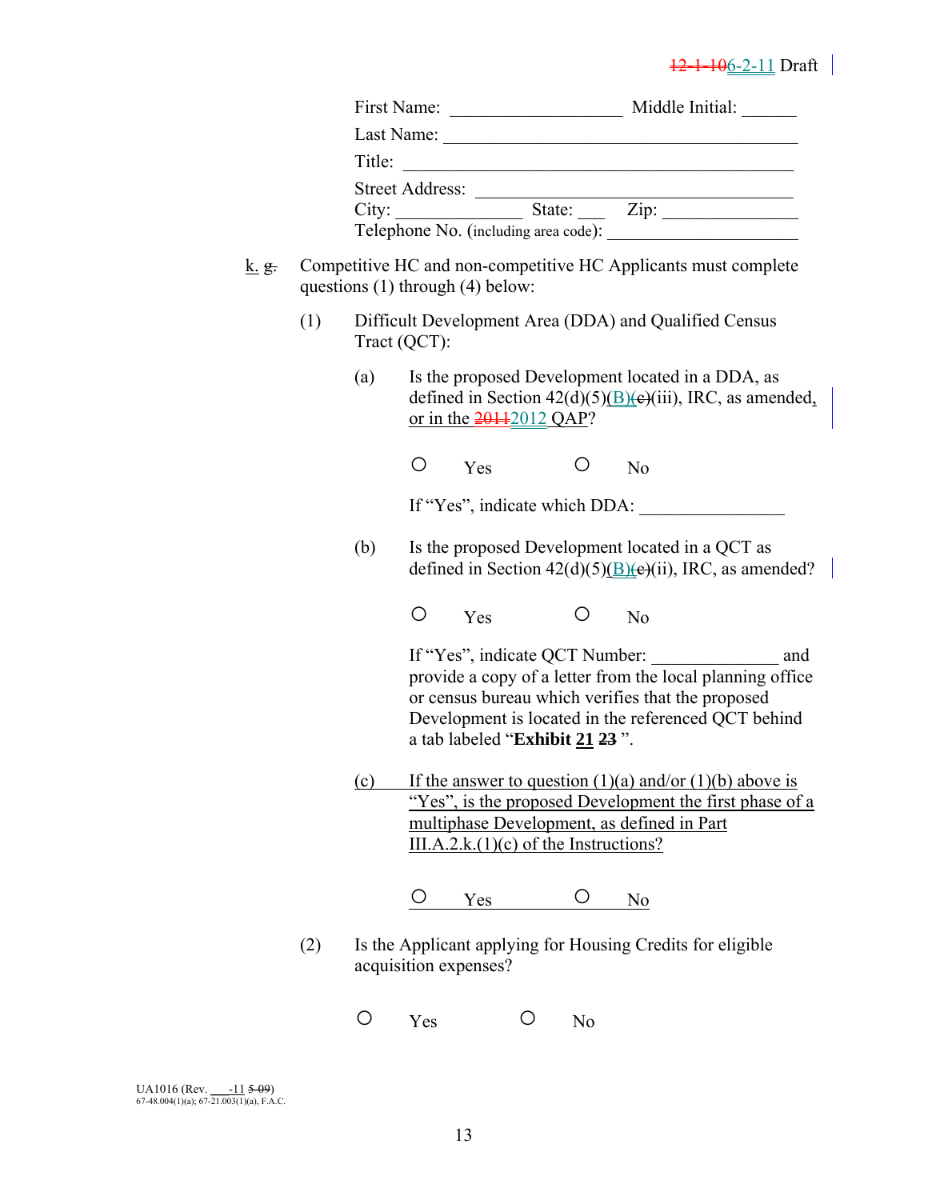First Name: __________________ Middle Initial: ______

Last Name: ________________________________________

Title: ___________________________________________

Street Address: ___________________________________

City: ______________ State: ___ Zip: _______________

Telephone No. (including area code): ______________________

k. ~~g.~~ Competitive HC and non-competitive HC Applicants must complete questions (1) through (4) below:

(1) Difficult Development Area (DDA) and Qualified Census Tract (QCT):

(a) Is the proposed Development located in a DDA, as defined in Section 42(d)(5)(B)~~(c)~~(iii), IRC, as amended, or in the ~~2011~~2012 QAP?

○ Yes ○ No

If "Yes", indicate which DDA: ________________

(b) Is the proposed Development located in a QCT as defined in Section 42(d)(5)(B)~~(c)~~(ii), IRC, as amended?

○ Yes ○ No

If "Yes", indicate QCT Number: ______________ and provide a copy of a letter from the local planning office or census bureau which verifies that the proposed Development is located in the referenced QCT behind a tab labeled "**Exhibit 21** ~~**23**~~ ".

(c) If the answer to question (1)(a) and/or (1)(b) above is "Yes", is the proposed Development the first phase of a multiphase Development, as defined in Part III.A.2.k.(1)(c) of the Instructions?

○ Yes ○ No

(2) Is the Applicant applying for Housing Credits for eligible acquisition expenses?

○ Yes ○ No

UA1016 (Rev. ___-11 ~~5-09~~)
67-48.004(1)(a); 67-21.003(1)(a), F.A.C.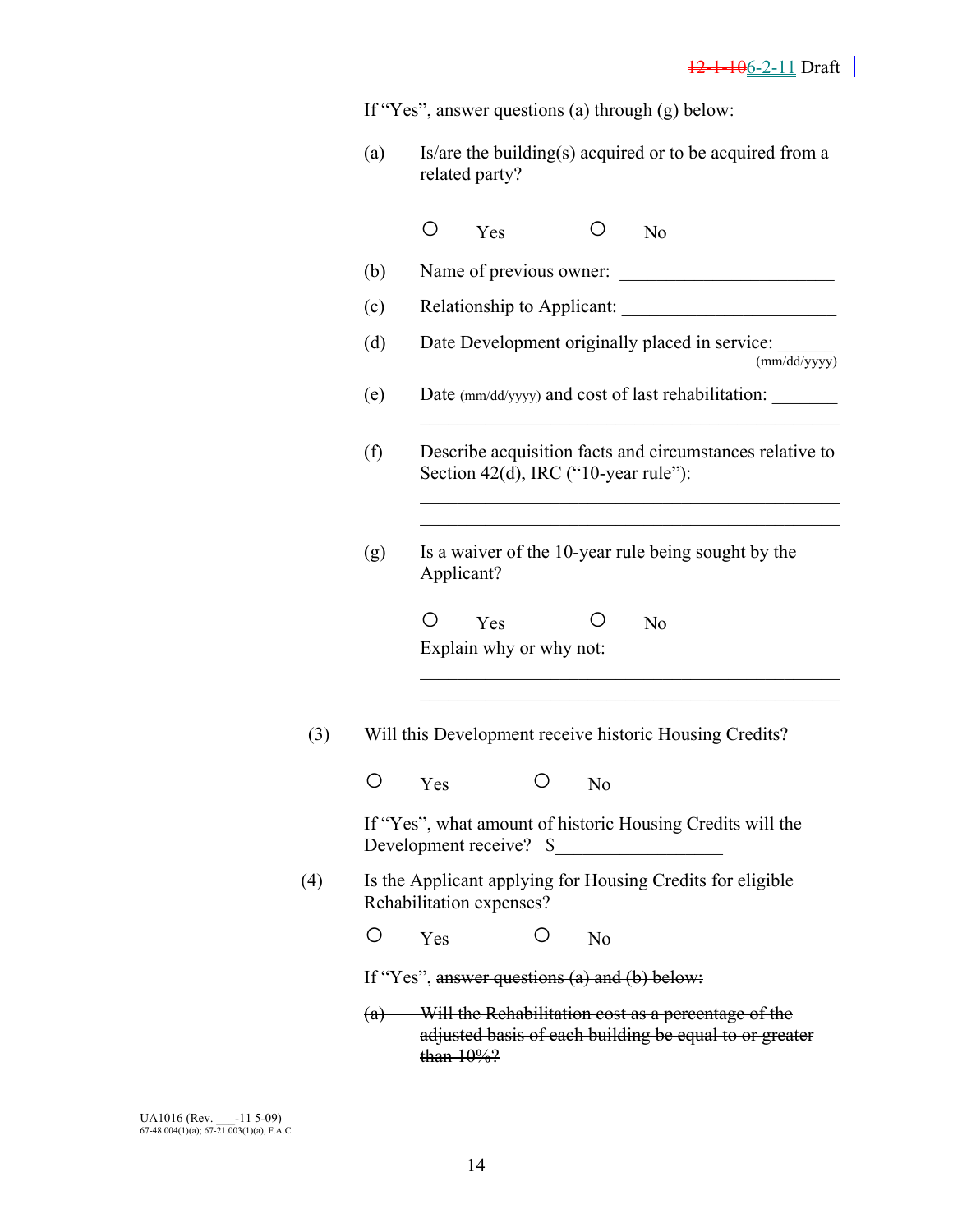If "Yes", answer questions (a) through (g) below:

(a) Is/are the building(s) acquired or to be acquired from a related party?

○ Yes ○ No

(b) Name of previous owner: ______________________

(c) Relationship to Applicant: ______________________

(d) Date Development originally placed in service: ______ (mm/dd/yyyy)

(e) Date (mm/dd/yyyy) and cost of last rehabilitation: _______
_____________________________________________

(f) Describe acquisition facts and circumstances relative to Section 42(d), IRC ("10-year rule"):

_____________________________________________
_____________________________________________

(g) Is a waiver of the 10-year rule being sought by the Applicant?

○ Yes ○ No

Explain why or why not:

_____________________________________________
_____________________________________________

(3) Will this Development receive historic Housing Credits?

○ Yes ○ No

If "Yes", what amount of historic Housing Credits will the Development receive? $_________________

(4) Is the Applicant applying for Housing Credits for eligible Rehabilitation expenses?

○ Yes ○ No

If "Yes", ~~answer questions (a) and (b) below:~~

~~(a) Will the Rehabilitation cost as a percentage of the adjusted basis of each building be equal to or greater than 10%?~~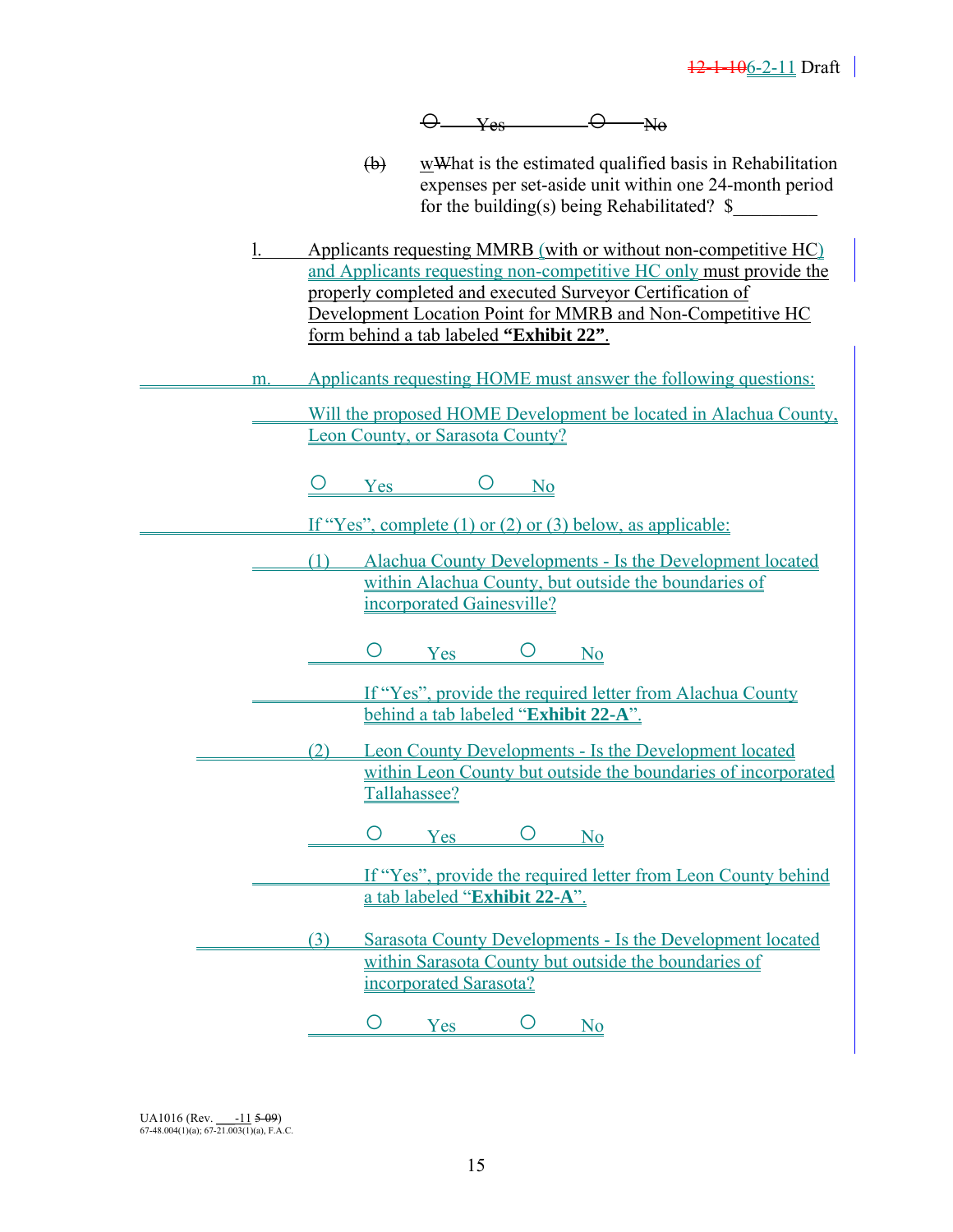~~O Yes O No~~

(b) What is the estimated qualified basis in Rehabilitation expenses per set-aside unit within one 24-month period for the building(s) being Rehabilitated? $_________

l. Applicants requesting MMRB (with or without non-competitive HC) and Applicants requesting non-competitive HC only must provide the properly completed and executed Surveyor Certification of Development Location Point for MMRB and Non-Competitive HC form behind a tab labeled **"Exhibit 22"**.

m. Applicants requesting HOME must answer the following questions:

Will the proposed HOME Development be located in Alachua County, Leon County, or Sarasota County?

O Yes O No

If "Yes", complete (1) or (2) or (3) below, as applicable:

(1) Alachua County Developments - Is the Development located within Alachua County, but outside the boundaries of incorporated Gainesville?

O Yes O No

If "Yes", provide the required letter from Alachua County behind a tab labeled "**Exhibit 22-A**".

(2) Leon County Developments - Is the Development located within Leon County but outside the boundaries of incorporated Tallahassee?

O Yes O No

If "Yes", provide the required letter from Leon County behind a tab labeled "**Exhibit 22-A**".

(3) Sarasota County Developments - Is the Development located within Sarasota County but outside the boundaries of incorporated Sarasota?

O Yes O No

UA1016 (Rev. ___-11 ~~5-09~~)
67-48.004(1)(a); 67-21.003(1)(a), F.A.C.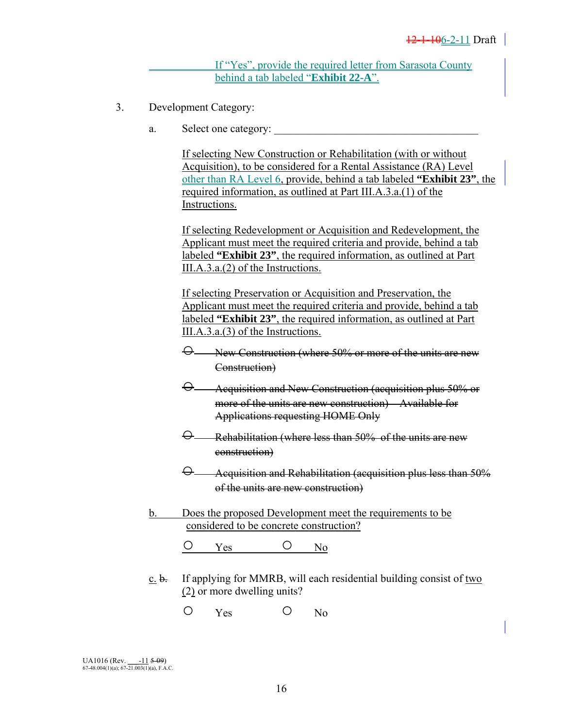If "Yes", provide the required letter from Sarasota County behind a tab labeled "**Exhibit 22-A**".

3. Development Category:

   a. Select one category: ______________________________________

      If selecting New Construction or Rehabilitation (with or without Acquisition), to be considered for a Rental Assistance (RA) Level other than RA Level 6, provide, behind a tab labeled **"Exhibit 23"**, the required information, as outlined at Part III.A.3.a.(1) of the Instructions.

      If selecting Redevelopment or Acquisition and Redevelopment, the Applicant must meet the required criteria and provide, behind a tab labeled **"Exhibit 23"**, the required information, as outlined at Part III.A.3.a.(2) of the Instructions.

      If selecting Preservation or Acquisition and Preservation, the Applicant must meet the required criteria and provide, behind a tab labeled **"Exhibit 23"**, the required information, as outlined at Part III.A.3.a.(3) of the Instructions.

      ~~○ New Construction (where 50% or more of the units are new Construction)~~

      ~~○ Acquisition and New Construction (acquisition plus 50% or more of the units are new construction) – Available for Applications requesting HOME Only~~

      ~~○ Rehabilitation (where less than 50% of the units are new construction)~~

      ~~○ Acquisition and Rehabilitation (acquisition plus less than 50% of the units are new construction)~~

   b. Does the proposed Development meet the requirements to be considered to be concrete construction?

      ○ Yes ○ No

   c. ~~b.~~ If applying for MMRB, will each residential building consist of two (2) or more dwelling units?

      ○ Yes ○ No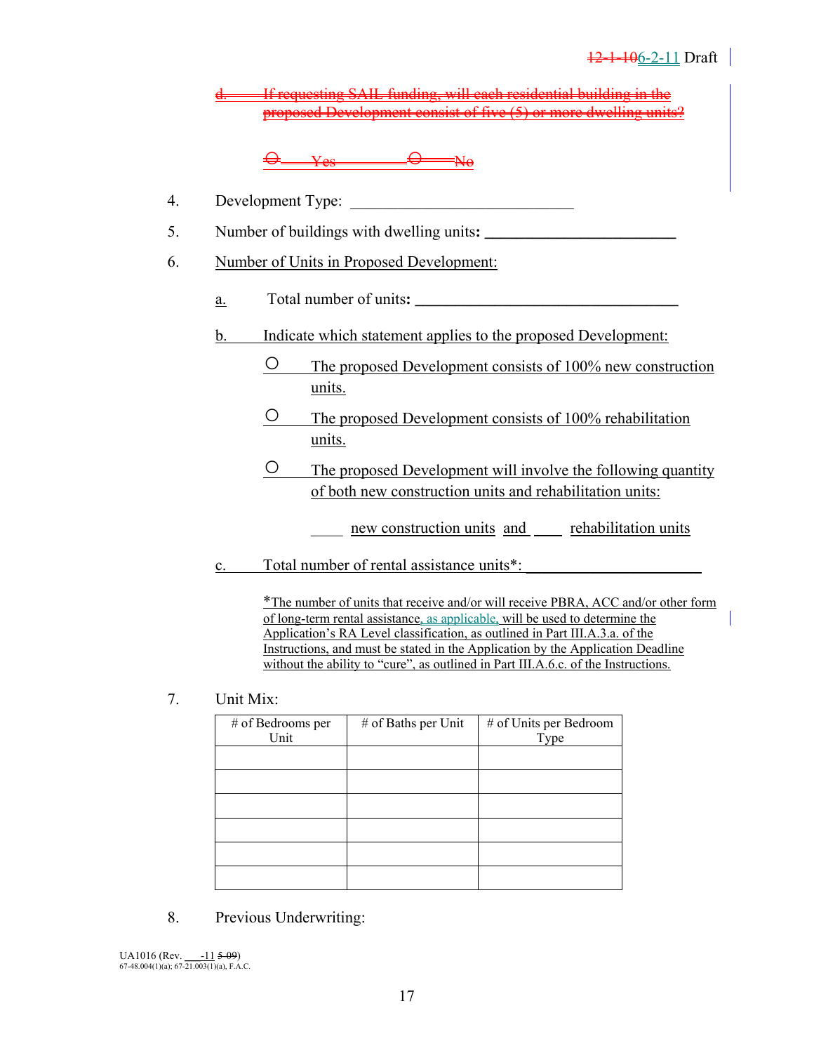~~d. If requesting SAIL funding, will each residential building in the proposed Development consist of five (5) or more dwelling units?~~

~~○ Yes ○ No~~

4. Development Type: ____________________________

5. Number of buildings with dwelling units**:** ______________________

6. Number of Units in Proposed Development:

   a. Total number of units**:** ________________________________

   b. Indicate which statement applies to the proposed Development:

   ○ The proposed Development consists of 100% new construction units.

   ○ The proposed Development consists of 100% rehabilitation units.

   ○ The proposed Development will involve the following quantity of both new construction units and rehabilitation units:

   ____ new construction units and ____ rehabilitation units

   c. Total number of rental assistance units*: ______________________

   *The number of units that receive and/or will receive PBRA, ACC and/or other form of long-term rental assistance, as applicable, will be used to determine the Application's RA Level classification, as outlined in Part III.A.3.a. of the Instructions, and must be stated in the Application by the Application Deadline without the ability to "cure", as outlined in Part III.A.6.c. of the Instructions.

7. Unit Mix:

| # of Bedrooms per Unit | # of Baths per Unit | # of Units per Bedroom Type |
|---|---|---|
| | | |
| | | |
| | | |
| | | |
| | | |
| | | |

8. Previous Underwriting:

UA1016 (Rev. ___-11 ~~5-09~~)
67-48.004(1)(a); 67-21.003(1)(a), F.A.C.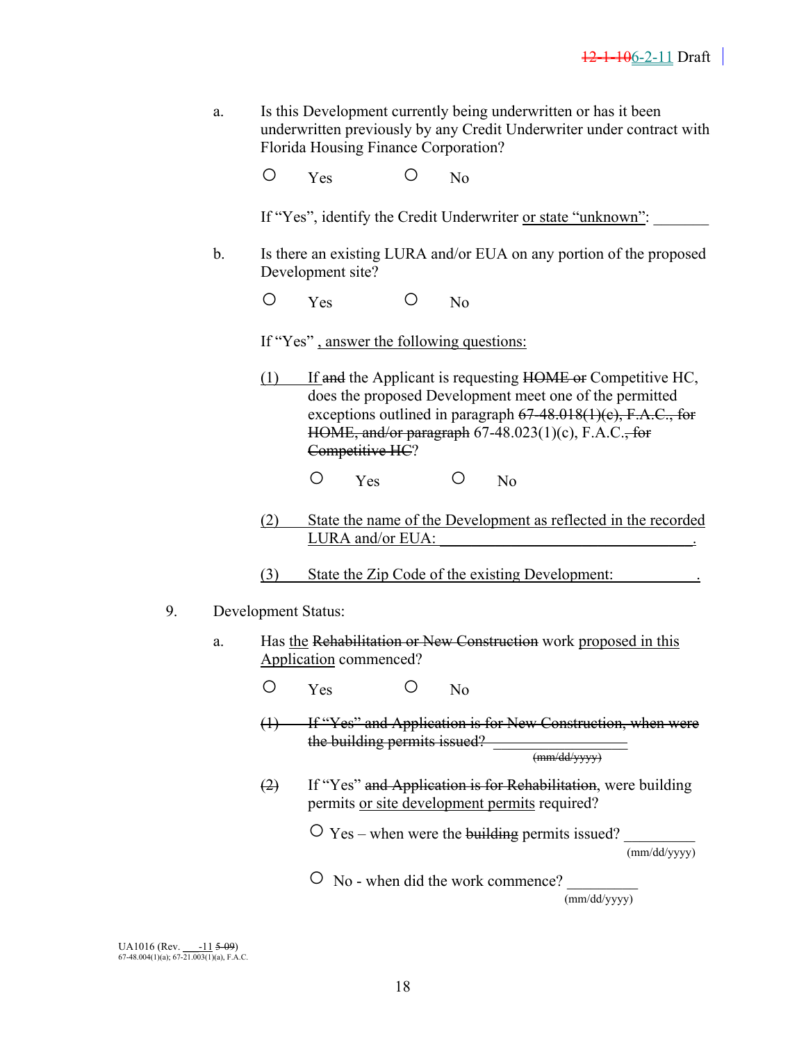a. Is this Development currently being underwritten or has it been underwritten previously by any Credit Underwriter under contract with Florida Housing Finance Corporation?

○ Yes ○ No

If "Yes", identify the Credit Underwriter or state "unknown": _______

b. Is there an existing LURA and/or EUA on any portion of the proposed Development site?

○ Yes ○ No

If "Yes" , answer the following questions:

(1) If ~~and~~ the Applicant is requesting ~~HOME or~~ Competitive HC, does the proposed Development meet one of the permitted exceptions outlined in paragraph ~~67-48.018(1)(c), F.A.C., for HOME, and/or paragraph~~ 67-48.023(1)(c), F.A.C.~~, for Competitive HC~~?

○ Yes ○ No

(2) State the name of the Development as reflected in the recorded LURA and/or EUA: _________________________________.

(3) State the Zip Code of the existing Development: __________.

9. Development Status:

a. Has the ~~Rehabilitation or New Construction~~ work proposed in this Application commenced?

○ Yes ○ No

~~(1) If "Yes" and Application is for New Construction, when were the building permits issued? _______________ (mm/dd/yyyy)~~

~~(2)~~ If "Yes" ~~and Application is for Rehabilitation~~, were building permits or site development permits required?

○ Yes – when were the ~~building~~ permits issued? _________ (mm/dd/yyyy)

○ No - when did the work commence? _________ (mm/dd/yyyy)

UA1016 (Rev. ___-11 ~~5-09~~)
67-48.004(1)(a); 67-21.003(1)(a), F.A.C.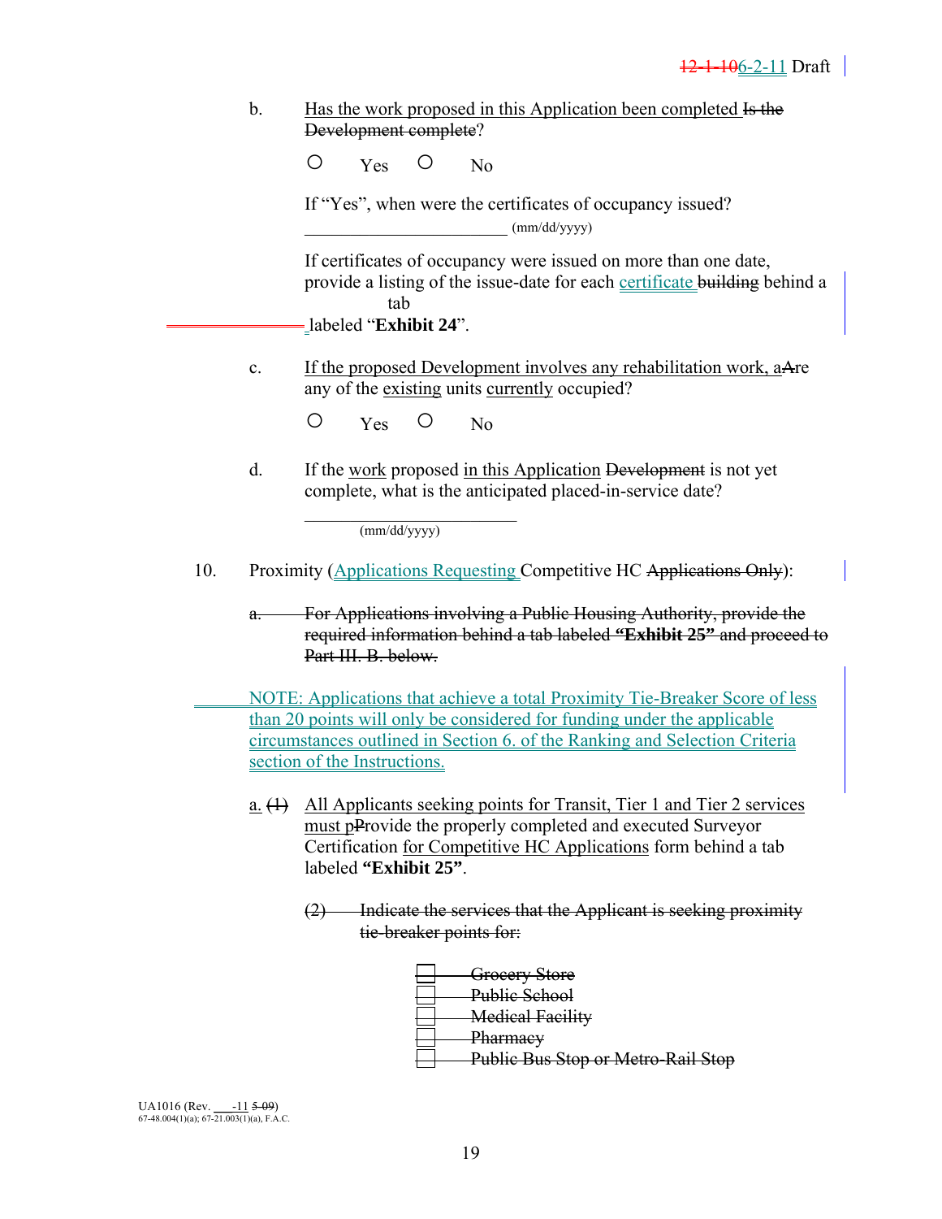b. Has the work proposed in this Application been completed ~~Is the Development complete~~?

○ Yes ○ No

If "Yes", when were the certificates of occupancy issued?

________________________ (mm/dd/yyyy)

If certificates of occupancy were issued on more than one date, provide a listing of the issue-date for each certificate ~~building~~ behind a tab labeled "**Exhibit 24**".

c. If the proposed Development involves any rehabilitation work, a~~A~~re any of the existing units currently occupied?

○ Yes ○ No

d. If the work proposed in this Application ~~Development~~ is not yet complete, what is the anticipated placed-in-service date?

________________________
(mm/dd/yyyy)

10. Proximity (Applications Requesting Competitive HC ~~Applications Only~~):

~~a. For Applications involving a Public Housing Authority, provide the required information behind a tab labeled **"Exhibit 25"** and proceed to Part III. B. below.~~

NOTE: Applications that achieve a total Proximity Tie-Breaker Score of less than 20 points will only be considered for funding under the applicable circumstances outlined in Section 6. of the Ranking and Selection Criteria section of the Instructions.

a. ~~(1)~~ All Applicants seeking points for Transit, Tier 1 and Tier 2 services must p~~P~~rovide the properly completed and executed Surveyor Certification for Competitive HC Applications form behind a tab labeled **"Exhibit 25"**.

~~(2) Indicate the services that the Applicant is seeking proximity tie-breaker points for:~~

- ☐ ~~Grocery Store~~
- ☐ ~~Public School~~
- ☐ ~~Medical Facility~~
- ☐ ~~Pharmacy~~
- ☐ ~~Public Bus Stop or Metro-Rail Stop~~

UA1016 (Rev. ___-11 ~~5-09~~)
67-48.004(1)(a); 67-21.003(1)(a), F.A.C.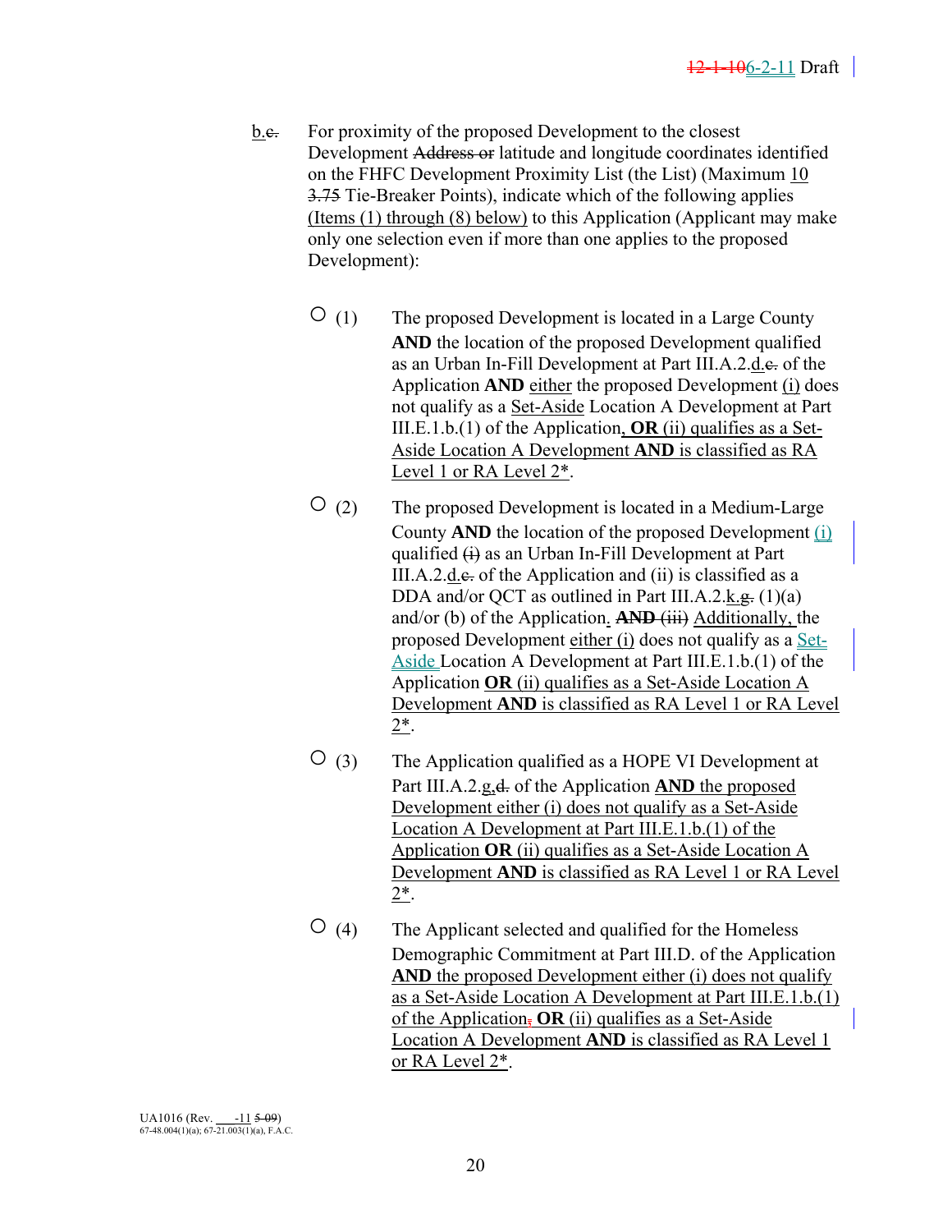b.c. For proximity of the proposed Development to the closest Development Address or latitude and longitude coordinates identified on the FHFC Development Proximity List (the List) (Maximum 10 3.75 Tie-Breaker Points), indicate which of the following applies (Items (1) through (8) below) to this Application (Applicant may make only one selection even if more than one applies to the proposed Development):

○ (1) The proposed Development is located in a Large County **AND** the location of the proposed Development qualified as an Urban In-Fill Development at Part III.A.2.d.c. of the Application **AND** either the proposed Development (i) does not qualify as a Set-Aside Location A Development at Part III.E.1.b.(1) of the Application, **OR** (ii) qualifies as a Set-Aside Location A Development **AND** is classified as RA Level 1 or RA Level 2*.

○ (2) The proposed Development is located in a Medium-Large County **AND** the location of the proposed Development (i) qualified (i) as an Urban In-Fill Development at Part III.A.2.d.c. of the Application and (ii) is classified as a DDA and/or QCT as outlined in Part III.A.2.k.g. (1)(a) and/or (b) of the Application. **AND** (iii) Additionally, the proposed Development either (i) does not qualify as a Set-Aside Location A Development at Part III.E.1.b.(1) of the Application **OR** (ii) qualifies as a Set-Aside Location A Development **AND** is classified as RA Level 1 or RA Level 2*.

○ (3) The Application qualified as a HOPE VI Development at Part III.A.2.g.d. of the Application **AND** the proposed Development either (i) does not qualify as a Set-Aside Location A Development at Part III.E.1.b.(1) of the Application **OR** (ii) qualifies as a Set-Aside Location A Development **AND** is classified as RA Level 1 or RA Level 2*.

○ (4) The Applicant selected and qualified for the Homeless Demographic Commitment at Part III.D. of the Application **AND** the proposed Development either (i) does not qualify as a Set-Aside Location A Development at Part III.E.1.b.(1) of the Application, **OR** (ii) qualifies as a Set-Aside Location A Development **AND** is classified as RA Level 1 or RA Level 2*.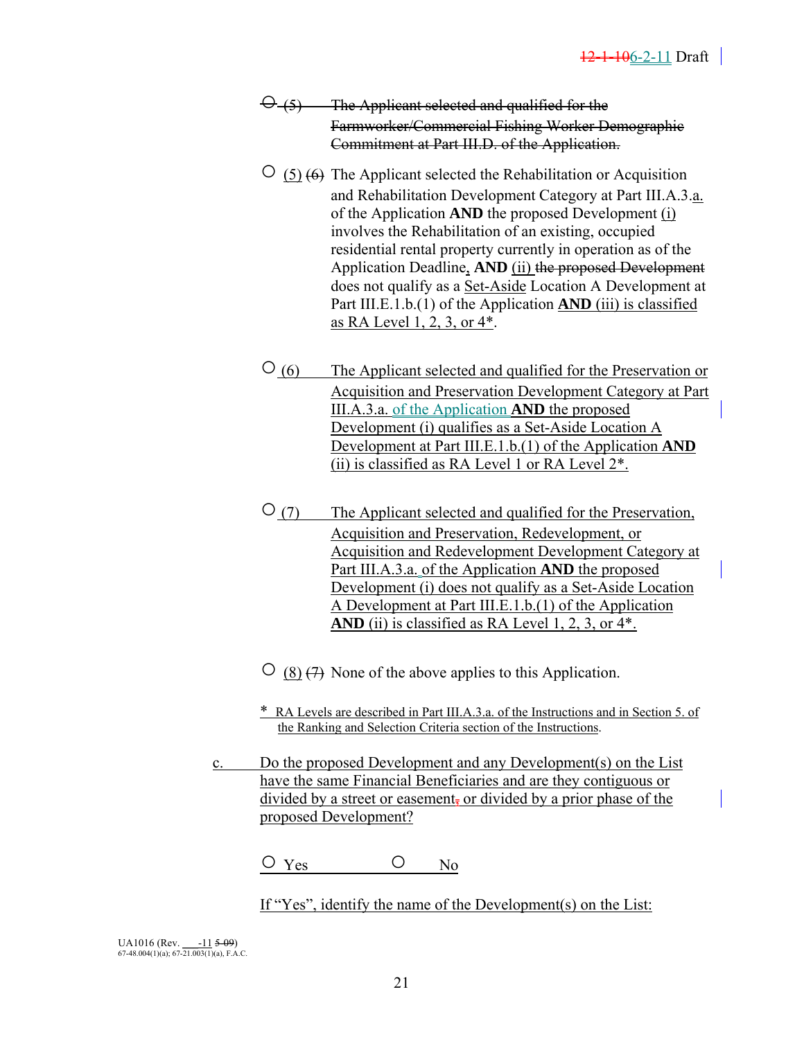○ ~~(5) The Applicant selected and qualified for the Farmworker/Commercial Fishing Worker Demographic Commitment at Part III.D. of the Application.~~

○ (5) ~~(6)~~ The Applicant selected the Rehabilitation or Acquisition and Rehabilitation Development Category at Part III.A.3.a. of the Application **AND** the proposed Development (i) involves the Rehabilitation of an existing, occupied residential rental property currently in operation as of the Application Deadline, **AND** (ii) ~~the proposed Development~~ does not qualify as a Set-Aside Location A Development at Part III.E.1.b.(1) of the Application **AND** (iii) is classified as RA Level 1, 2, 3, or 4*.

○ (6) The Applicant selected and qualified for the Preservation or Acquisition and Preservation Development Category at Part III.A.3.a. of the Application **AND** the proposed Development (i) qualifies as a Set-Aside Location A Development at Part III.E.1.b.(1) of the Application **AND** (ii) is classified as RA Level 1 or RA Level 2*.

○ (7) The Applicant selected and qualified for the Preservation, Acquisition and Preservation, Redevelopment, or Acquisition and Redevelopment Development Category at Part III.A.3.a. of the Application **AND** the proposed Development (i) does not qualify as a Set-Aside Location A Development at Part III.E.1.b.(1) of the Application **AND** (ii) is classified as RA Level 1, 2, 3, or 4*.

○ (8) ~~(7)~~ None of the above applies to this Application.

\* RA Levels are described in Part III.A.3.a. of the Instructions and in Section 5. of the Ranking and Selection Criteria section of the Instructions.

c. Do the proposed Development and any Development(s) on the List have the same Financial Beneficiaries and are they contiguous or divided by a street or easement~~,~~ or divided by a prior phase of the proposed Development?

○ Yes ○ No

If "Yes", identify the name of the Development(s) on the List:

UA1016 (Rev. \_\_\_-11 ~~5-09~~)
67-48.004(1)(a); 67-21.003(1)(a), F.A.C.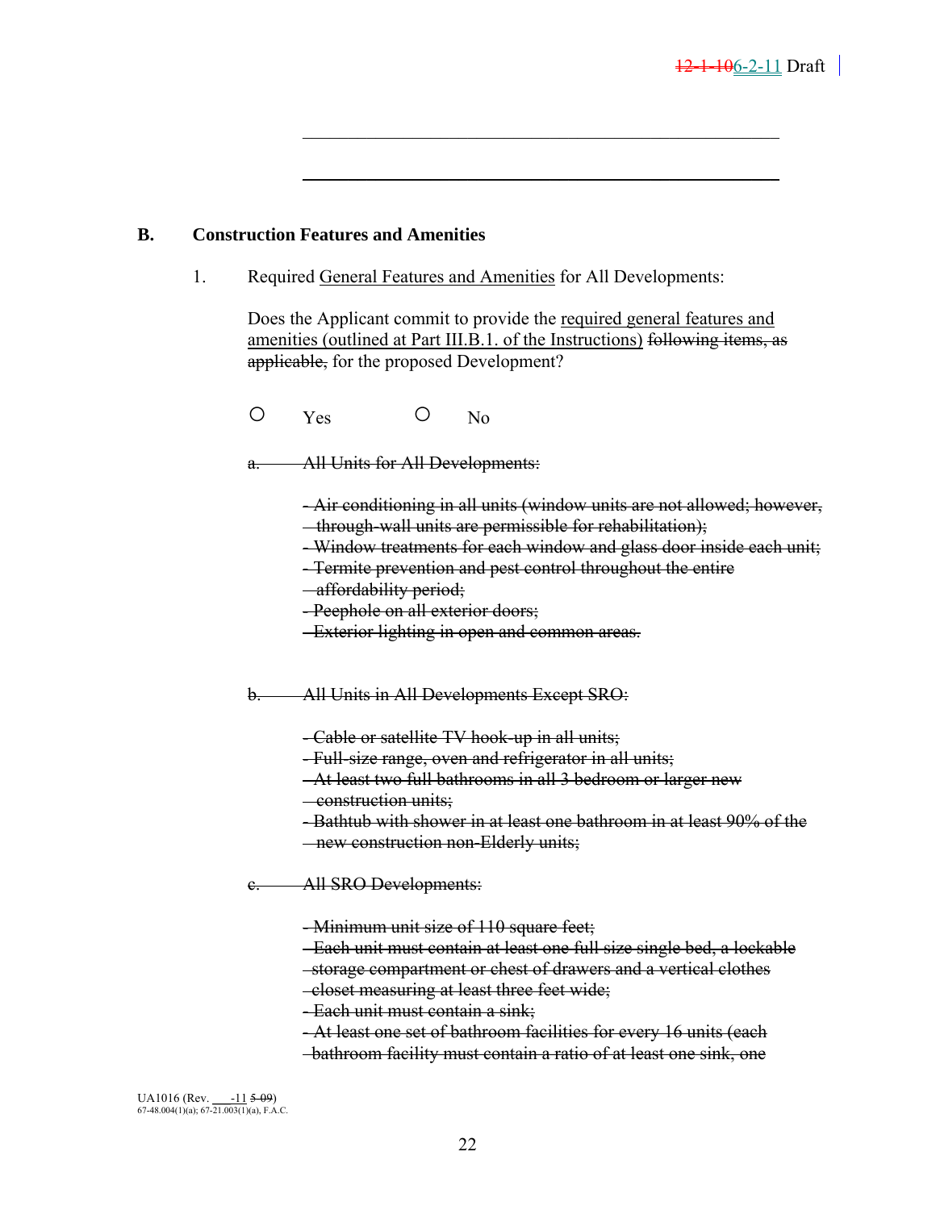## B. Construction Features and Amenities

1. Required <u>General Features and Amenities</u> for All Developments:

   Does the Applicant commit to provide the <u>required general features and amenities (outlined at Part III.B.1. of the Instructions)</u> ~~following items, as applicable,~~ for the proposed Development?

   ○ Yes ○ No

   ~~a. All Units for All Developments:~~

   ~~- Air conditioning in all units (window units are not allowed; however, through-wall units are permissible for rehabilitation);~~
   ~~- Window treatments for each window and glass door inside each unit;~~
   ~~- Termite prevention and pest control throughout the entire affordability period;~~
   ~~- Peephole on all exterior doors;~~
   ~~- Exterior lighting in open and common areas.~~

   ~~b. All Units in All Developments Except SRO:~~

   ~~- Cable or satellite TV hook-up in all units;~~
   ~~- Full-size range, oven and refrigerator in all units;~~
   ~~- At least two full bathrooms in all 3 bedroom or larger new construction units;~~
   ~~- Bathtub with shower in at least one bathroom in at least 90% of the new construction non-Elderly units;~~

   ~~c. All SRO Developments:~~

   ~~- Minimum unit size of 110 square feet;~~
   ~~- Each unit must contain at least one full size single bed, a lockable storage compartment or chest of drawers and a vertical clothes closet measuring at least three feet wide;~~
   ~~- Each unit must contain a sink;~~
   ~~- At least one set of bathroom facilities for every 16 units (each bathroom facility must contain a ratio of at least one sink, one~~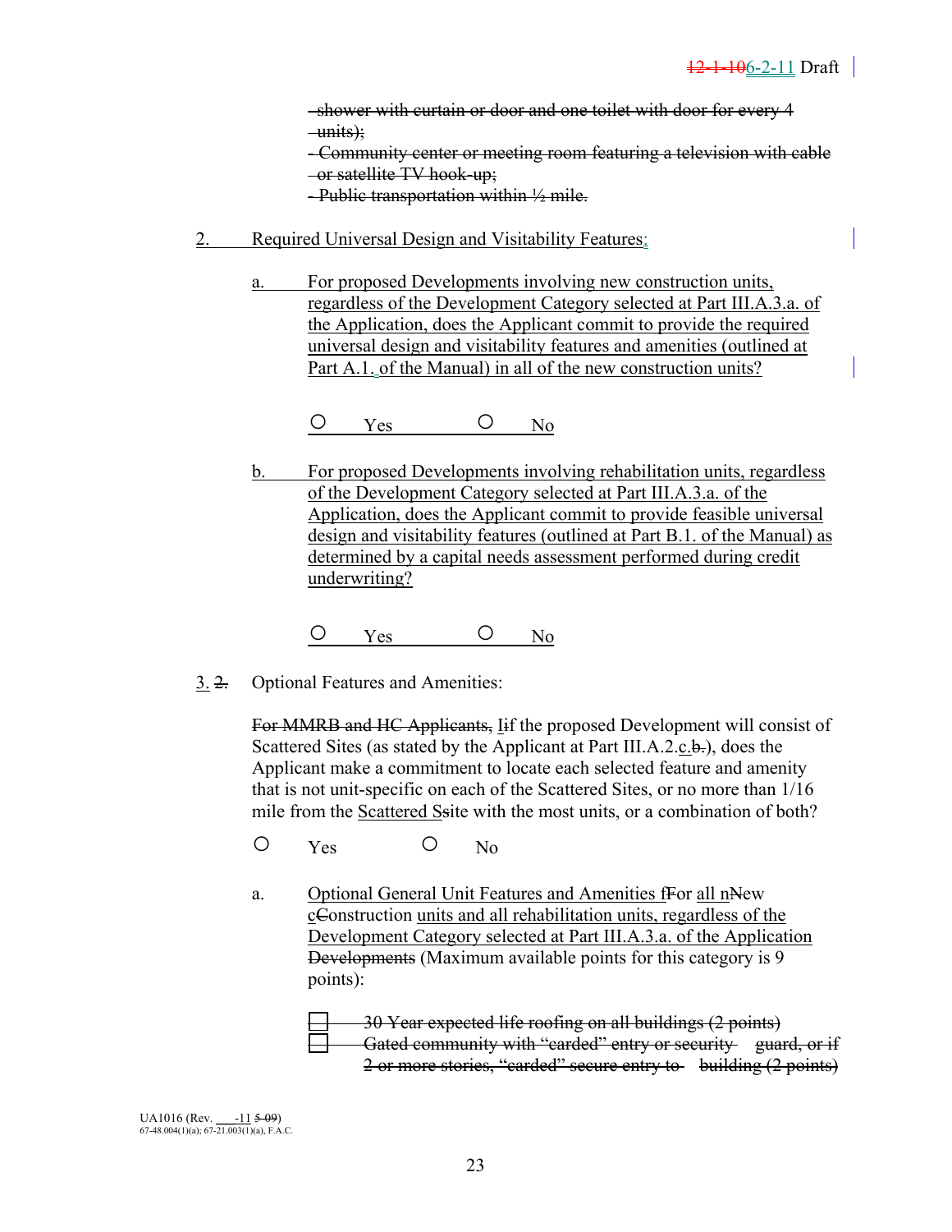~~shower with curtain or door and one toilet with door for every 4 units);~~
~~- Community center or meeting room featuring a television with cable or satellite TV hook-up;~~
~~- Public transportation within ½ mile.~~

2. Required Universal Design and Visitability Features:

a. For proposed Developments involving new construction units, regardless of the Development Category selected at Part III.A.3.a. of the Application, does the Applicant commit to provide the required universal design and visitability features and amenities (outlined at Part A.1. of the Manual) in all of the new construction units?

○ Yes ○ No

b. For proposed Developments involving rehabilitation units, regardless of the Development Category selected at Part III.A.3.a. of the Application, does the Applicant commit to provide feasible universal design and visitability features (outlined at Part B.1. of the Manual) as determined by a capital needs assessment performed during credit underwriting?

○ Yes ○ No

3. ~~2.~~ Optional Features and Amenities:

~~For MMRB and HC Applicants,~~ I~~i~~f the proposed Development will consist of Scattered Sites (as stated by the Applicant at Part III.A.2.c.~~b.~~), does the Applicant make a commitment to locate each selected feature and amenity that is not unit-specific on each of the Scattered Sites, or no more than 1/16 mile from the Scattered S~~s~~ite with the most units, or a combination of both?

○ Yes ○ No

a. Optional General Unit Features and Amenities f~~F~~or all n~~N~~ew c~~C~~onstruction units and all rehabilitation units, regardless of the Development Category selected at Part III.A.3.a. of the Application ~~Developments~~ (Maximum available points for this category is 9 points):

- ☐ ~~30 Year expected life roofing on all buildings (2 points)~~
- ☐ ~~Gated community with "carded" entry or security guard, or if 2 or more stories, "carded" secure entry to building (2 points)~~

UA1016 (Rev. \_\_\_-11 ~~5-09~~)
67-48.004(1)(a); 67-21.003(1)(a), F.A.C.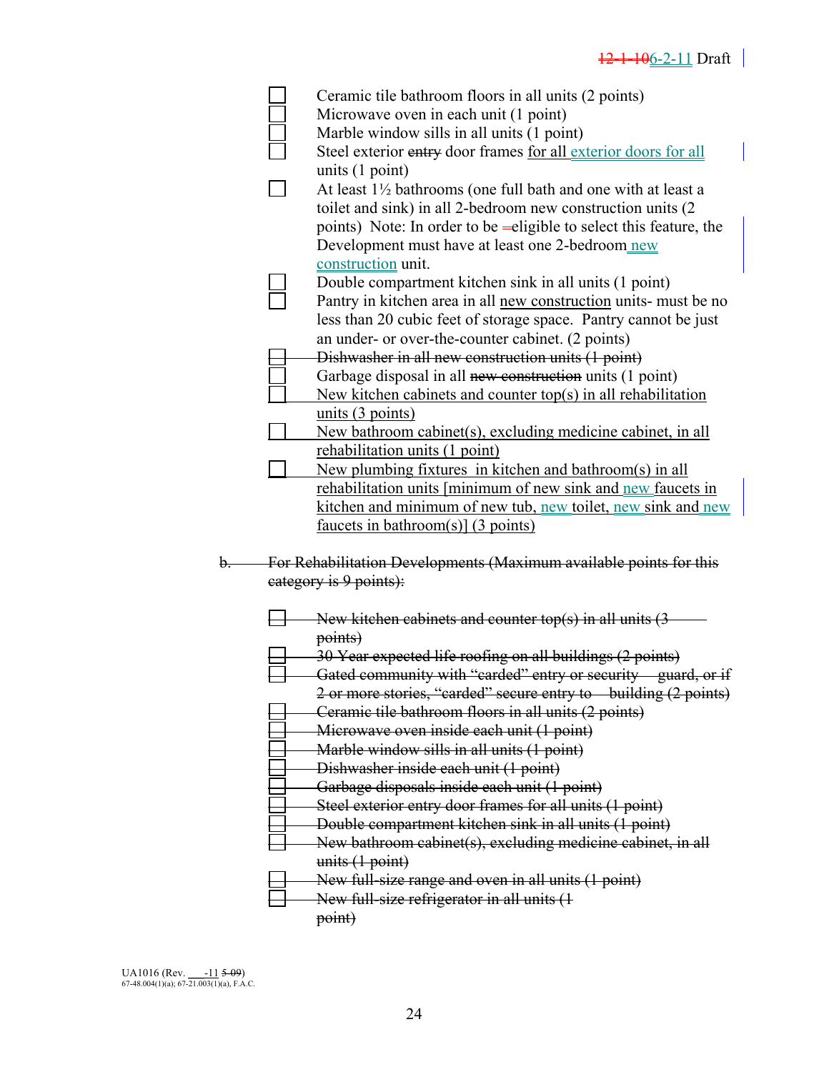- ☐ Ceramic tile bathroom floors in all units (2 points)
- ☐ Microwave oven in each unit (1 point)
- ☐ Marble window sills in all units (1 point)
- ☐ Steel exterior ~~entry~~ door frames for all exterior doors for all units (1 point)
- ☐ At least 1½ bathrooms (one full bath and one with at least a toilet and sink) in all 2-bedroom new construction units (2 points) Note: In order to be ~~-~~eligible to select this feature, the Development must have at least one 2-bedroom new construction unit.
- ☐ Double compartment kitchen sink in all units (1 point)
- ☐ Pantry in kitchen area in all new construction units- must be no less than 20 cubic feet of storage space. Pantry cannot be just an under- or over-the-counter cabinet. (2 points)
- ~~☐ Dishwasher in all new construction units (1 point)~~
- ☐ Garbage disposal in all ~~new construction~~ units (1 point)
- ☐ New kitchen cabinets and counter top(s) in all rehabilitation units (3 points)
- ☐ New bathroom cabinet(s), excluding medicine cabinet, in all rehabilitation units (1 point)
- ☐ New plumbing fixtures in kitchen and bathroom(s) in all rehabilitation units [minimum of new sink and new faucets in kitchen and minimum of new tub, new toilet, new sink and new faucets in bathroom(s)] (3 points)

~~b. For Rehabilitation Developments (Maximum available points for this category is 9 points):~~

- ~~☐ New kitchen cabinets and counter top(s) in all units (3 points)~~
- ~~☐ 30 Year expected life roofing on all buildings (2 points)~~
- ~~☐ Gated community with "carded" entry or security guard, or if 2 or more stories, "carded" secure entry to building (2 points)~~
- ~~☐ Ceramic tile bathroom floors in all units (2 points)~~
- ~~☐ Microwave oven inside each unit (1 point)~~
- ~~☐ Marble window sills in all units (1 point)~~
- ~~☐ Dishwasher inside each unit (1 point)~~
- ~~☐ Garbage disposals inside each unit (1 point)~~
- ~~☐ Steel exterior entry door frames for all units (1 point)~~
- ~~☐ Double compartment kitchen sink in all units (1 point)~~
- ~~☐ New bathroom cabinet(s), excluding medicine cabinet, in all units (1 point)~~
- ~~☐ New full-size range and oven in all units (1 point)~~
- ~~☐ New full-size refrigerator in all units (1 point)~~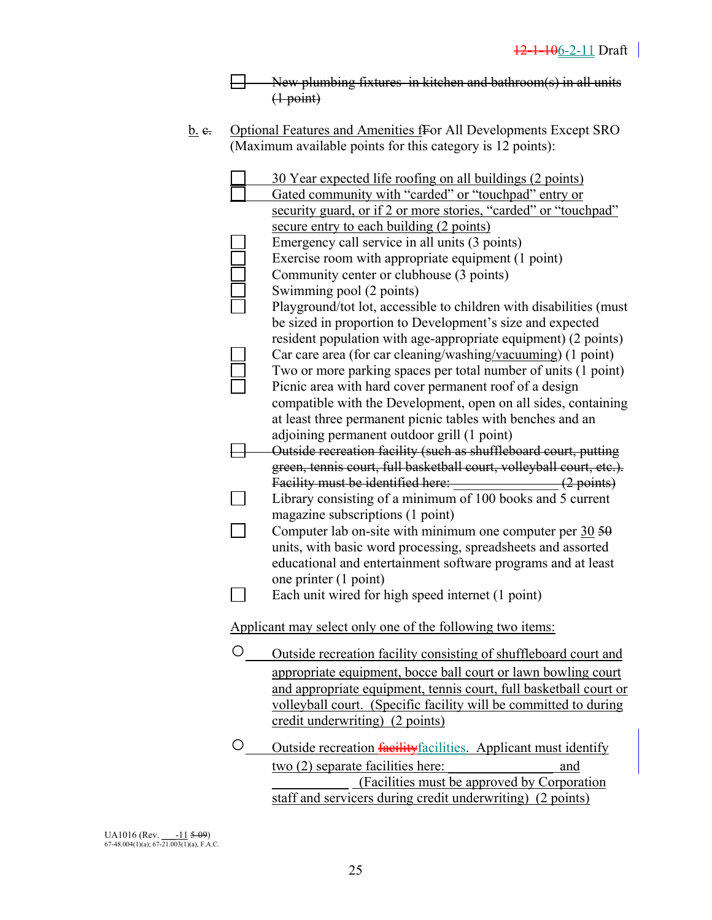- ☐ ~~New plumbing fixtures in kitchen and bathroom(s) in all units (1 point)~~

b. ~~c.~~ Optional Features and Amenities f~~F~~or All Developments Except SRO (Maximum available points for this category is 12 points):

- ☐ 30 Year expected life roofing on all buildings (2 points)
- ☐ Gated community with "carded" or "touchpad" entry or security guard, or if 2 or more stories, "carded" or "touchpad" secure entry to each building (2 points)
- ☐ Emergency call service in all units (3 points)
- ☐ Exercise room with appropriate equipment (1 point)
- ☐ Community center or clubhouse (3 points)
- ☐ Swimming pool (2 points)
- ☐ Playground/tot lot, accessible to children with disabilities (must be sized in proportion to Development's size and expected resident population with age-appropriate equipment) (2 points)
- ☐ Car care area (for car cleaning/washing/vacuuming) (1 point)
- ☐ Two or more parking spaces per total number of units (1 point)
- ☐ Picnic area with hard cover permanent roof of a design compatible with the Development, open on all sides, containing at least three permanent picnic tables with benches and an adjoining permanent outdoor grill (1 point)
- ☐ ~~Outside recreation facility (such as shuffleboard court, putting green, tennis court, full basketball court, volleyball court, etc.). Facility must be identified here: ________________ (2 points)~~
- ☐ Library consisting of a minimum of 100 books and 5 current magazine subscriptions (1 point)
- ☐ Computer lab on-site with minimum one computer per 30 ~~50~~ units, with basic word processing, spreadsheets and assorted educational and entertainment software programs and at least one printer (1 point)
- ☐ Each unit wired for high speed internet (1 point)

Applicant may select only one of the following two items:

- ○ Outside recreation facility consisting of shuffleboard court and appropriate equipment, bocce ball court or lawn bowling court and appropriate equipment, tennis court, full basketball court or volleyball court. (Specific facility will be committed to during credit underwriting) (2 points)

- ○ Outside recreation ~~facility~~facilities. Applicant must identify two (2) separate facilities here: ________________ and ____________ (Facilities must be approved by Corporation staff and servicers during credit underwriting) (2 points)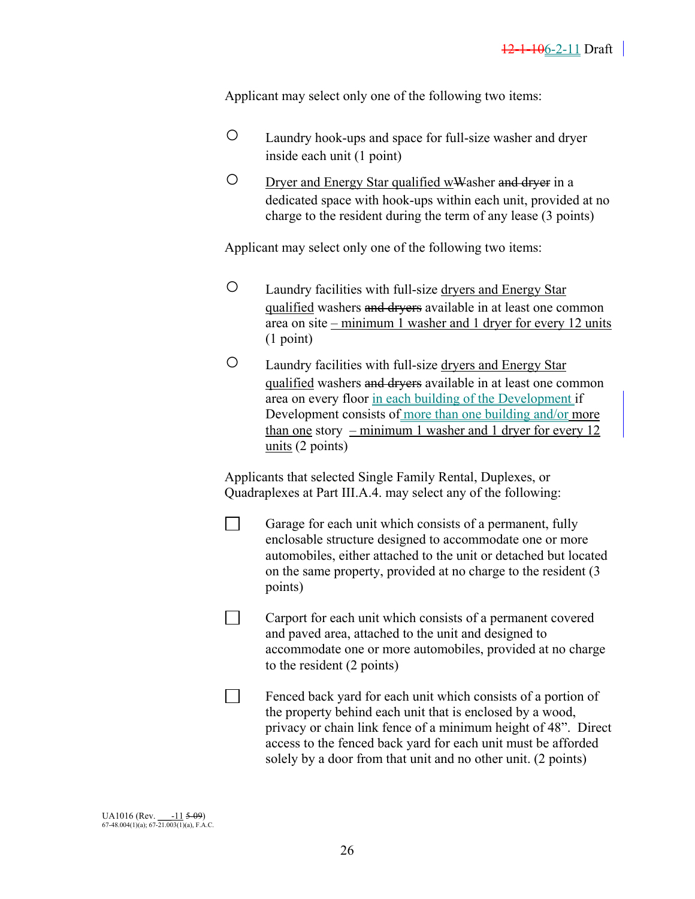Applicant may select only one of the following two items:

- ○ Laundry hook-ups and space for full-size washer and dryer inside each unit (1 point)

- ○ Dryer and Energy Star qualified wWasher and dryer in a dedicated space with hook-ups within each unit, provided at no charge to the resident during the term of any lease (3 points)

Applicant may select only one of the following two items:

- ○ Laundry facilities with full-size dryers and Energy Star qualified washers and dryers available in at least one common area on site – minimum 1 washer and 1 dryer for every 12 units (1 point)

- ○ Laundry facilities with full-size dryers and Energy Star qualified washers and dryers available in at least one common area on every floor in each building of the Development if Development consists of more than one building and/or more than one story – minimum 1 washer and 1 dryer for every 12 units (2 points)

Applicants that selected Single Family Rental, Duplexes, or Quadraplexes at Part III.A.4. may select any of the following:

- ☐ Garage for each unit which consists of a permanent, fully enclosable structure designed to accommodate one or more automobiles, either attached to the unit or detached but located on the same property, provided at no charge to the resident (3 points)

- ☐ Carport for each unit which consists of a permanent covered and paved area, attached to the unit and designed to accommodate one or more automobiles, provided at no charge to the resident (2 points)

- ☐ Fenced back yard for each unit which consists of a portion of the property behind each unit that is enclosed by a wood, privacy or chain link fence of a minimum height of 48". Direct access to the fenced back yard for each unit must be afforded solely by a door from that unit and no other unit. (2 points)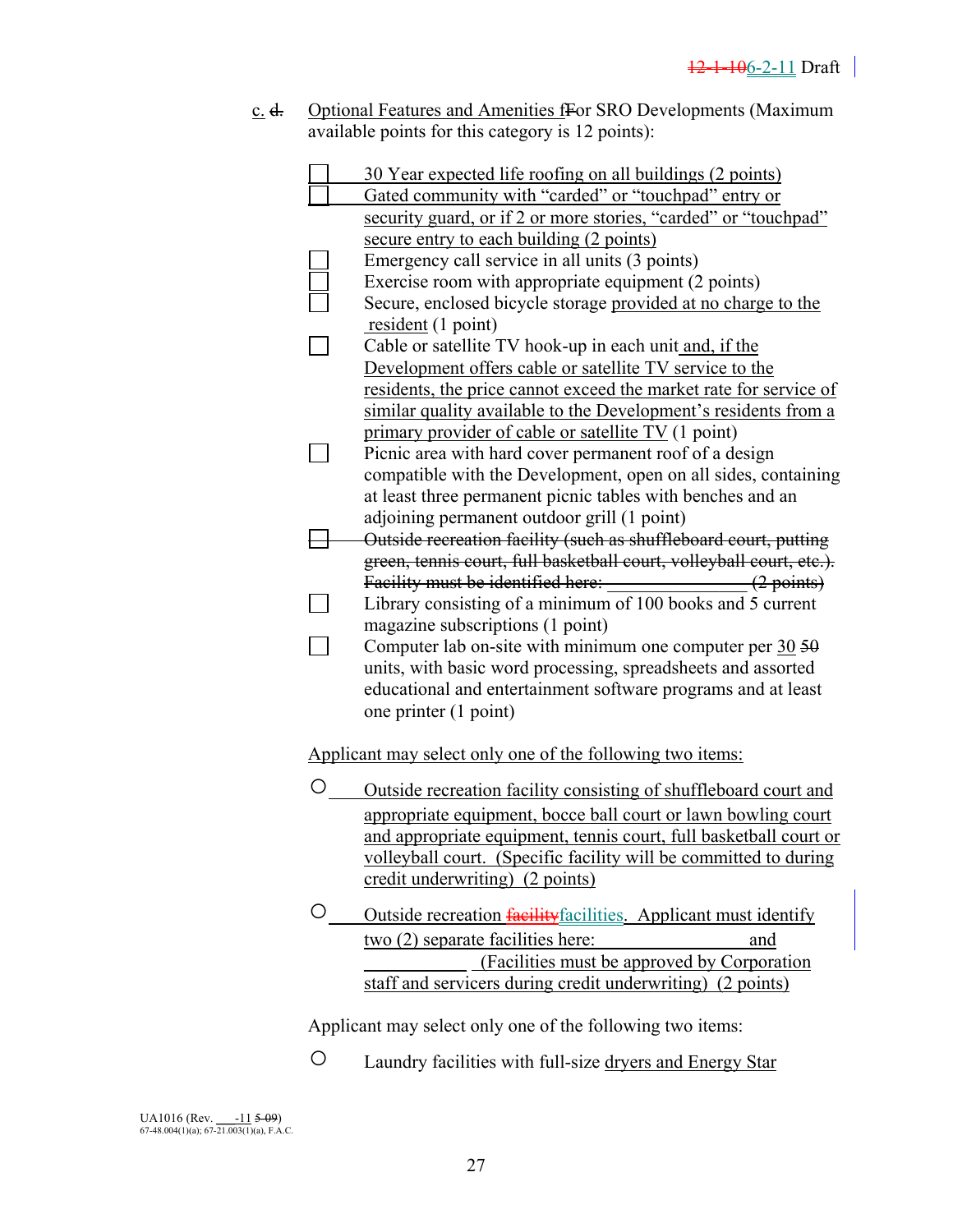c. ~~d.~~ Optional Features and Amenities f~~F~~or SRO Developments (Maximum available points for this category is 12 points):

- ☐ 30 Year expected life roofing on all buildings (2 points)
- ☐ Gated community with "carded" or "touchpad" entry or security guard, or if 2 or more stories, "carded" or "touchpad" secure entry to each building (2 points)
- ☐ Emergency call service in all units (3 points)
- ☐ Exercise room with appropriate equipment (2 points)
- ☐ Secure, enclosed bicycle storage provided at no charge to the resident (1 point)
- ☐ Cable or satellite TV hook-up in each unit and, if the Development offers cable or satellite TV service to the residents, the price cannot exceed the market rate for service of similar quality available to the Development's residents from a primary provider of cable or satellite TV (1 point)
- ☐ Picnic area with hard cover permanent roof of a design compatible with the Development, open on all sides, containing at least three permanent picnic tables with benches and an adjoining permanent outdoor grill (1 point)
- ~~☐ Outside recreation facility (such as shuffleboard court, putting green, tennis court, full basketball court, volleyball court, etc.). Facility must be identified here: ________________ (2 points)~~
- ☐ Library consisting of a minimum of 100 books and 5 current magazine subscriptions (1 point)
- ☐ Computer lab on-site with minimum one computer per 30 ~~50~~ units, with basic word processing, spreadsheets and assorted educational and entertainment software programs and at least one printer (1 point)

Applicant may select only one of the following two items:

- ○ Outside recreation facility consisting of shuffleboard court and appropriate equipment, bocce ball court or lawn bowling court and appropriate equipment, tennis court, full basketball court or volleyball court. (Specific facility will be committed to during credit underwriting) (2 points)

- ○ Outside recreation ~~facility~~facilities. Applicant must identify two (2) separate facilities here: ________________ and ____________ (Facilities must be approved by Corporation staff and servicers during credit underwriting) (2 points)

Applicant may select only one of the following two items:

- ○ Laundry facilities with full-size dryers and Energy Star

UA1016 (Rev. ___-11 ~~5-09~~)
67-48.004(1)(a); 67-21.003(1)(a), F.A.C.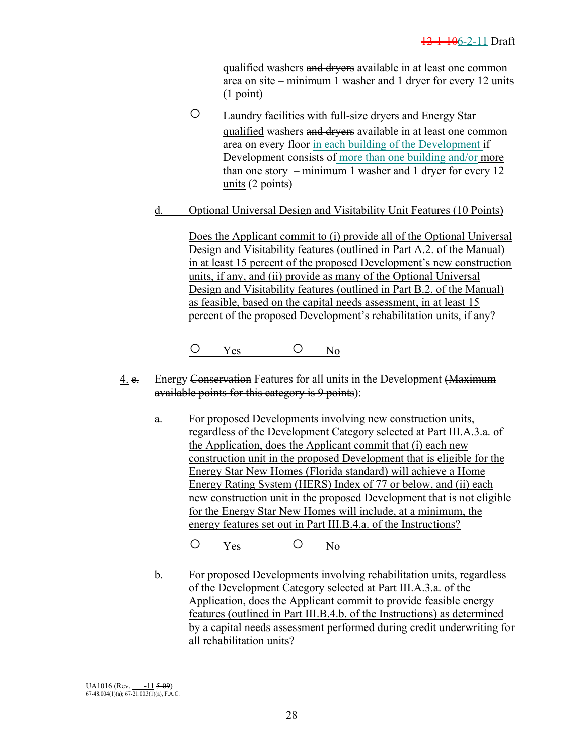qualified washers and dryers available in at least one common area on site – minimum 1 washer and 1 dryer for every 12 units (1 point)

- ○ Laundry facilities with full-size dryers and Energy Star qualified washers and dryers available in at least one common area on every floor in each building of the Development if Development consists of more than one building and/or more than one story – minimum 1 washer and 1 dryer for every 12 units (2 points)

d. Optional Universal Design and Visitability Unit Features (10 Points)

Does the Applicant commit to (i) provide all of the Optional Universal Design and Visitability features (outlined in Part A.2. of the Manual) in at least 15 percent of the proposed Development's new construction units, if any, and (ii) provide as many of the Optional Universal Design and Visitability features (outlined in Part B.2. of the Manual) as feasible, based on the capital needs assessment, in at least 15 percent of the proposed Development's rehabilitation units, if any?

○ Yes ○ No

4. e. Energy Conservation Features for all units in the Development (Maximum available points for this category is 9 points):

a. For proposed Developments involving new construction units, regardless of the Development Category selected at Part III.A.3.a. of the Application, does the Applicant commit that (i) each new construction unit in the proposed Development that is eligible for the Energy Star New Homes (Florida standard) will achieve a Home Energy Rating System (HERS) Index of 77 or below, and (ii) each new construction unit in the proposed Development that is not eligible for the Energy Star New Homes will include, at a minimum, the energy features set out in Part III.B.4.a. of the Instructions?

○ Yes ○ No

b. For proposed Developments involving rehabilitation units, regardless of the Development Category selected at Part III.A.3.a. of the Application, does the Applicant commit to provide feasible energy features (outlined in Part III.B.4.b. of the Instructions) as determined by a capital needs assessment performed during credit underwriting for all rehabilitation units?

UA1016 (Rev. \_\_\_-11 5-09)
67-48.004(1)(a); 67-21.003(1)(a), F.A.C.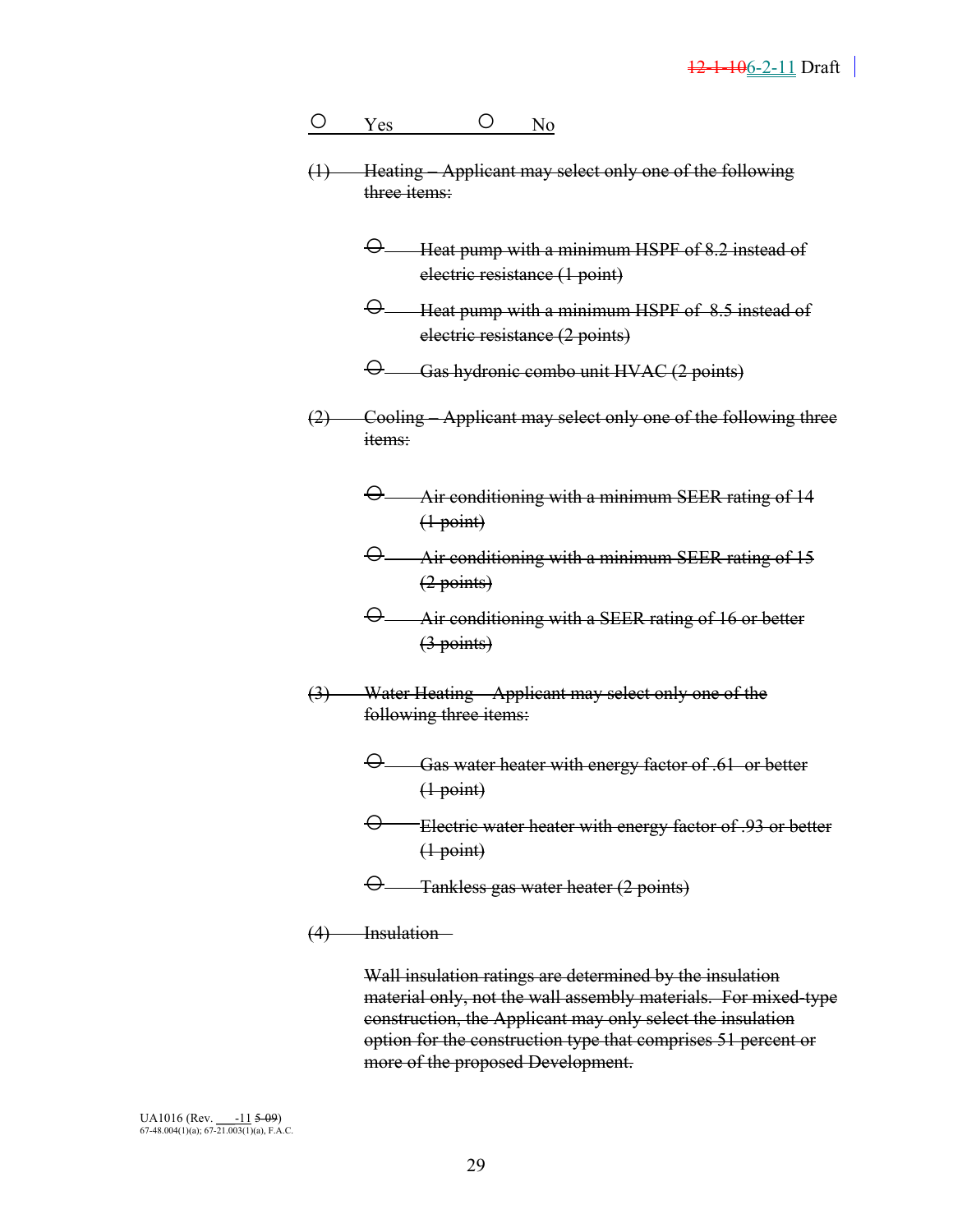○ Yes ○ No

~~(1) Heating – Applicant may select only one of the following three items:~~

- ~~○ Heat pump with a minimum HSPF of 8.2 instead of electric resistance (1 point)~~
- ~~○ Heat pump with a minimum HSPF of 8.5 instead of electric resistance (2 points)~~
- ~~○ Gas hydronic combo unit HVAC (2 points)~~

~~(2) Cooling – Applicant may select only one of the following three items:~~

- ~~○ Air conditioning with a minimum SEER rating of 14 (1 point)~~
- ~~○ Air conditioning with a minimum SEER rating of 15 (2 points)~~
- ~~○ Air conditioning with a SEER rating of 16 or better (3 points)~~

~~(3) Water Heating – Applicant may select only one of the following three items:~~

- ~~○ Gas water heater with energy factor of .61 or better (1 point)~~
- ~~○ Electric water heater with energy factor of .93 or better (1 point)~~
- ~~○ Tankless gas water heater (2 points)~~

~~(4) Insulation~~

~~Wall insulation ratings are determined by the insulation material only, not the wall assembly materials. For mixed-type construction, the Applicant may only select the insulation option for the construction type that comprises 51 percent or more of the proposed Development.~~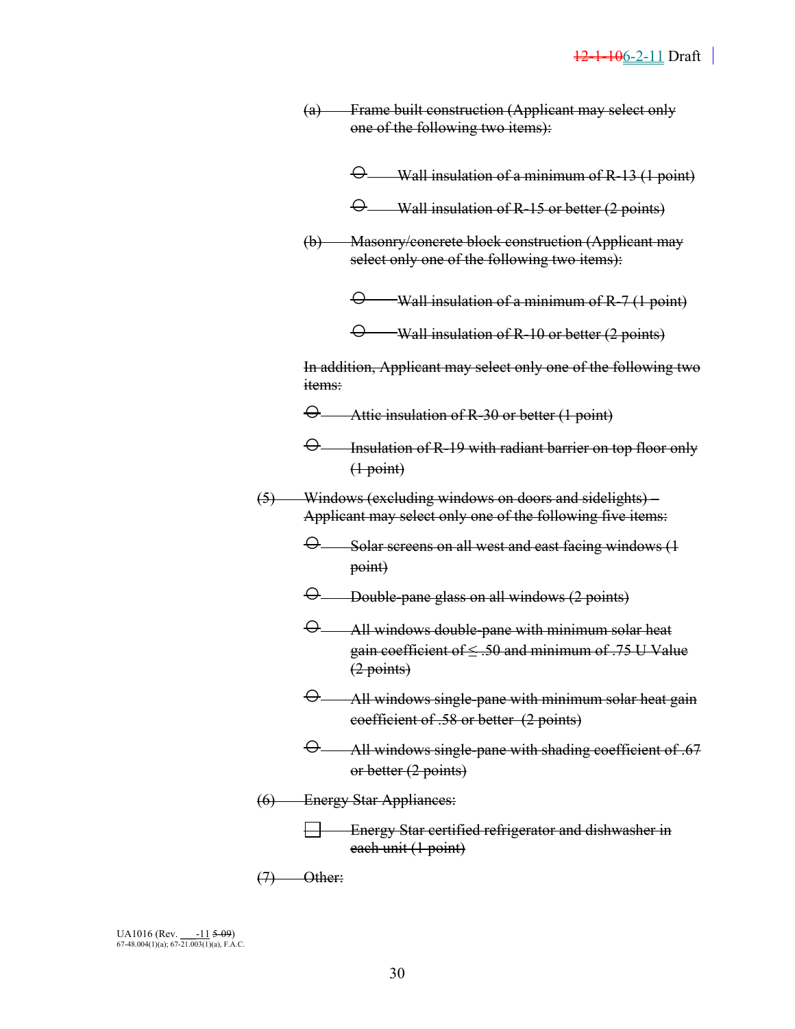~~(a) Frame built construction (Applicant may select only one of the following two items):~~

- ~~○ Wall insulation of a minimum of R-13 (1 point)~~
- ~~○ Wall insulation of R-15 or better (2 points)~~

~~(b) Masonry/concrete block construction (Applicant may select only one of the following two items):~~

- ~~○ Wall insulation of a minimum of R-7 (1 point)~~
- ~~○ Wall insulation of R-10 or better (2 points)~~

~~In addition, Applicant may select only one of the following two items:~~

- ~~○ Attic insulation of R-30 or better (1 point)~~
- ~~○ Insulation of R-19 with radiant barrier on top floor only (1 point)~~

~~(5) Windows (excluding windows on doors and sidelights) – Applicant may select only one of the following five items:~~

- ~~○ Solar screens on all west and east facing windows (1 point)~~
- ~~○ Double-pane glass on all windows (2 points)~~
- ~~○ All windows double-pane with minimum solar heat gain coefficient of ≤ .50 and minimum of .75 U Value (2 points)~~
- ~~○ All windows single-pane with minimum solar heat gain coefficient of .58 or better (2 points)~~
- ~~○ All windows single-pane with shading coefficient of .67 or better (2 points)~~

~~(6) Energy Star Appliances:~~

- ~~☐ Energy Star certified refrigerator and dishwasher in each unit (1 point)~~

~~(7) Other:~~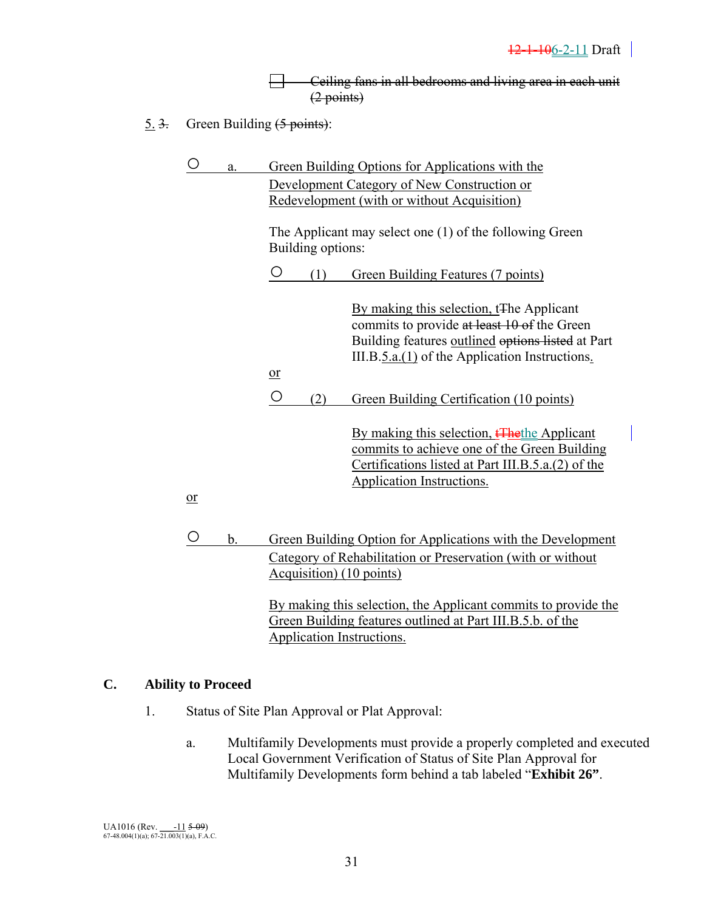☐ ~~Ceiling fans in all bedrooms and living area in each unit (2 points)~~

5. ~~3.~~ Green Building ~~(5 points)~~:

○ a. Green Building Options for Applications with the Development Category of New Construction or Redevelopment (with or without Acquisition)

The Applicant may select one (1) of the following Green Building options:

○ (1) Green Building Features (7 points)

By making this selection, t~~T~~he Applicant commits to provide ~~at least 10 of~~ the Green Building features outlined ~~options listed~~ at Part III.B.5.a.(1) of the Application Instructions.

or

○ (2) Green Building Certification (10 points)

By making this selection, ~~tThe~~the Applicant commits to achieve one of the Green Building Certifications listed at Part III.B.5.a.(2) of the Application Instructions.

or

○ b. Green Building Option for Applications with the Development Category of Rehabilitation or Preservation (with or without Acquisition) (10 points)

By making this selection, the Applicant commits to provide the Green Building features outlined at Part III.B.5.b. of the Application Instructions.

## C. Ability to Proceed

1. Status of Site Plan Approval or Plat Approval:

   a. Multifamily Developments must provide a properly completed and executed Local Government Verification of Status of Site Plan Approval for Multifamily Developments form behind a tab labeled "**Exhibit 26**".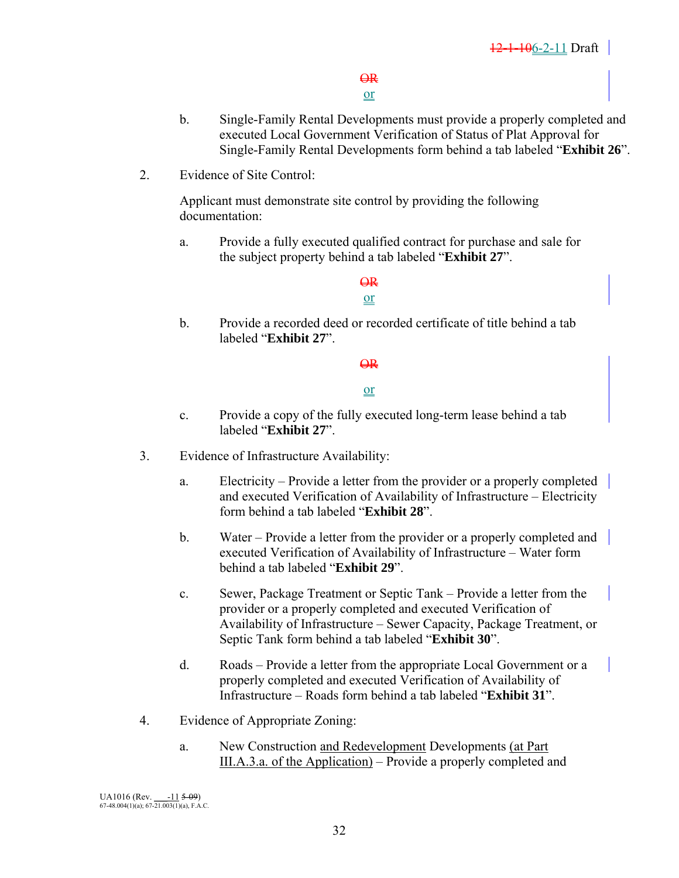~~OR~~
or

b. Single-Family Rental Developments must provide a properly completed and executed Local Government Verification of Status of Plat Approval for Single-Family Rental Developments form behind a tab labeled "**Exhibit 26**".

2. Evidence of Site Control:

   Applicant must demonstrate site control by providing the following documentation:

   a. Provide a fully executed qualified contract for purchase and sale for the subject property behind a tab labeled "**Exhibit 27**".

   ~~OR~~
   or

   b. Provide a recorded deed or recorded certificate of title behind a tab labeled "**Exhibit 27**".

   ~~OR~~

   or

   c. Provide a copy of the fully executed long-term lease behind a tab labeled "**Exhibit 27**".

3. Evidence of Infrastructure Availability:

   a. Electricity – Provide a letter from the provider or a properly completed and executed Verification of Availability of Infrastructure – Electricity form behind a tab labeled "**Exhibit 28**".

   b. Water – Provide a letter from the provider or a properly completed and executed Verification of Availability of Infrastructure – Water form behind a tab labeled "**Exhibit 29**".

   c. Sewer, Package Treatment or Septic Tank – Provide a letter from the provider or a properly completed and executed Verification of Availability of Infrastructure – Sewer Capacity, Package Treatment, or Septic Tank form behind a tab labeled "**Exhibit 30**".

   d. Roads – Provide a letter from the appropriate Local Government or a properly completed and executed Verification of Availability of Infrastructure – Roads form behind a tab labeled "**Exhibit 31**".

4. Evidence of Appropriate Zoning:

   a. New Construction and Redevelopment Developments (at Part III.A.3.a. of the Application) – Provide a properly completed and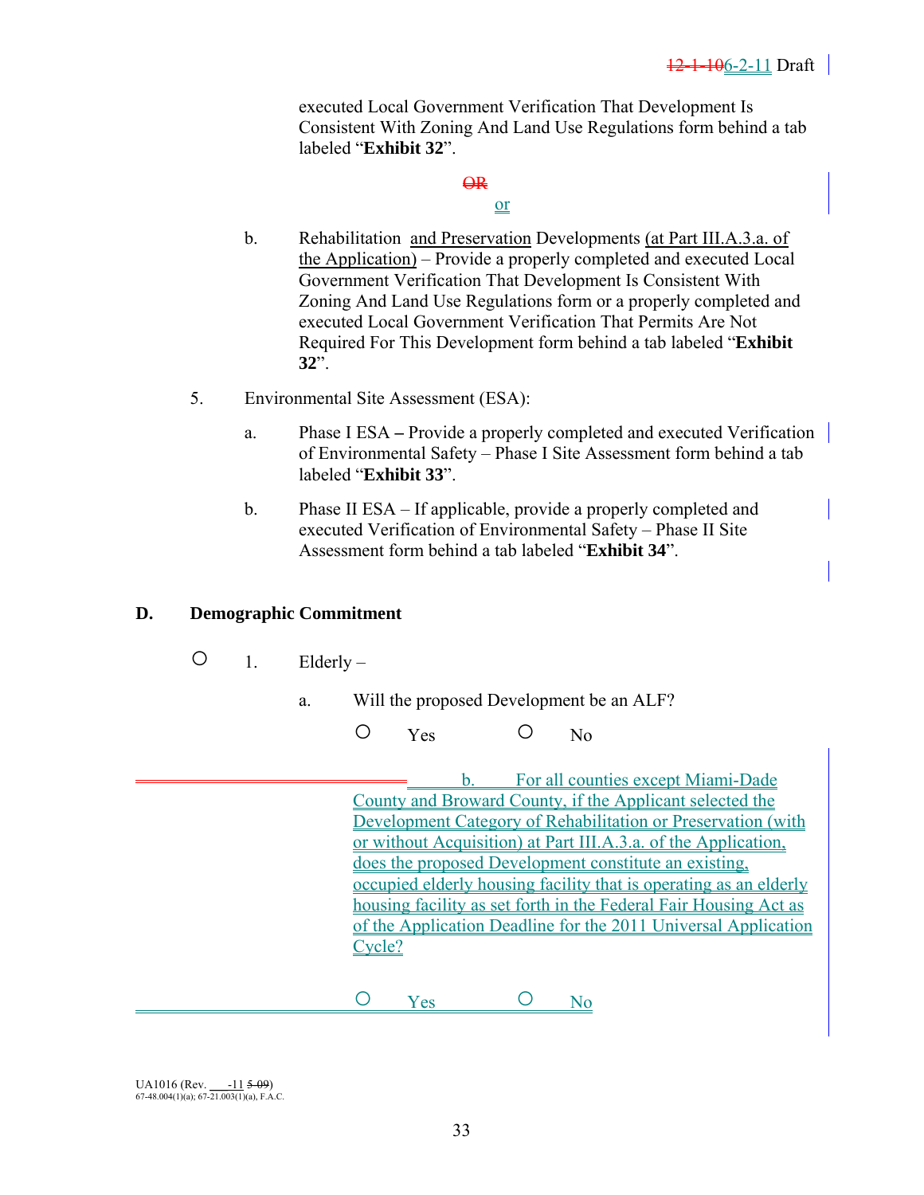executed Local Government Verification That Development Is Consistent With Zoning And Land Use Regulations form behind a tab labeled "**Exhibit 32**".

~~OR~~

or

b. Rehabilitation and Preservation Developments (at Part III.A.3.a. of the Application) – Provide a properly completed and executed Local Government Verification That Development Is Consistent With Zoning And Land Use Regulations form or a properly completed and executed Local Government Verification That Permits Are Not Required For This Development form behind a tab labeled "**Exhibit 32**".

5. Environmental Site Assessment (ESA):

a. Phase I ESA – Provide a properly completed and executed Verification of Environmental Safety – Phase I Site Assessment form behind a tab labeled "**Exhibit 33**".

b. Phase II ESA – If applicable, provide a properly completed and executed Verification of Environmental Safety – Phase II Site Assessment form behind a tab labeled "**Exhibit 34**".

## D. Demographic Commitment

○ 1. Elderly –

a. Will the proposed Development be an ALF?

○ Yes ○ No

b. For all counties except Miami-Dade County and Broward County, if the Applicant selected the Development Category of Rehabilitation or Preservation (with or without Acquisition) at Part III.A.3.a. of the Application, does the proposed Development constitute an existing, occupied elderly housing facility that is operating as an elderly housing facility as set forth in the Federal Fair Housing Act as of the Application Deadline for the 2011 Universal Application Cycle?

○ Yes ○ No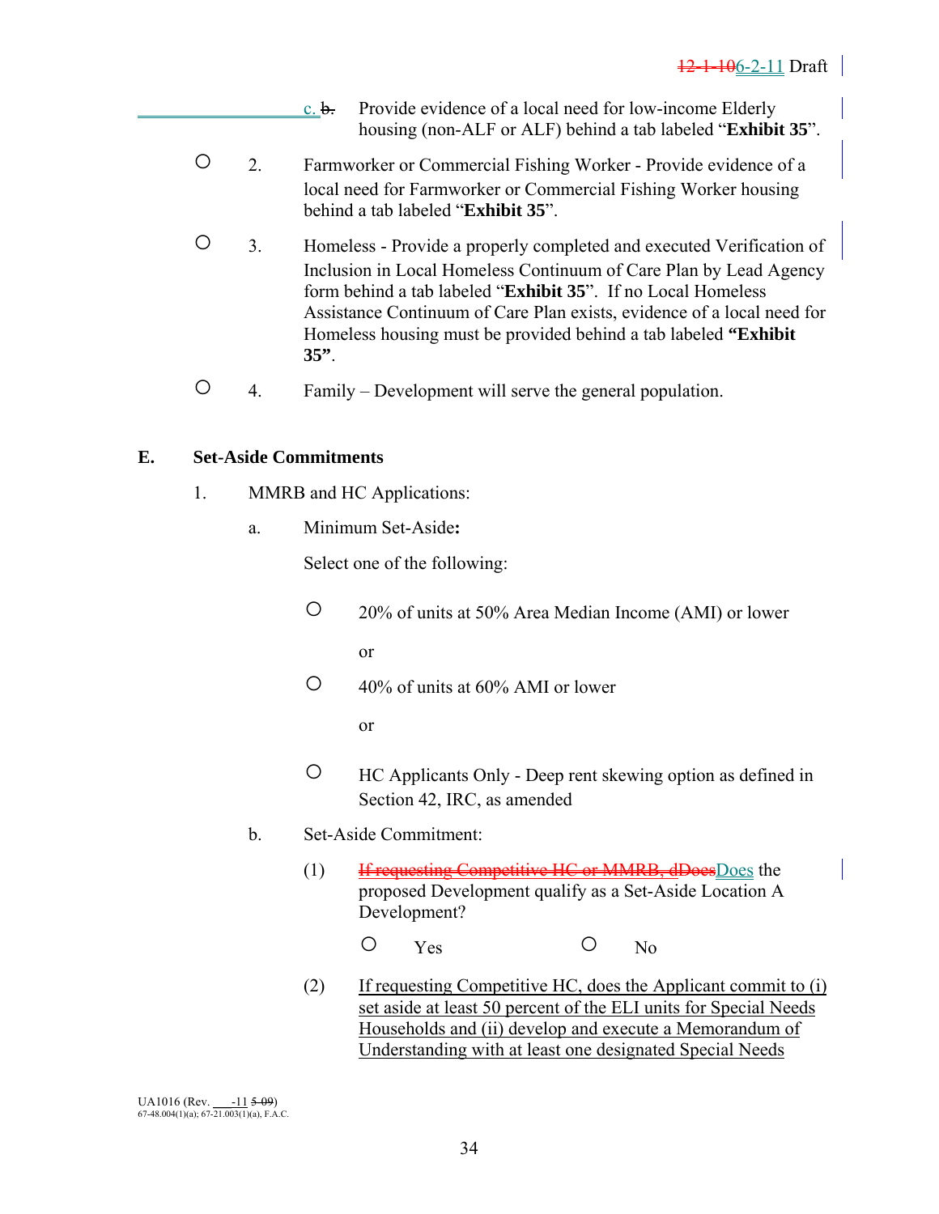c. ~~b.~~ Provide evidence of a local need for low-income Elderly housing (non-ALF or ALF) behind a tab labeled "**Exhibit 35**".

○ 2. Farmworker or Commercial Fishing Worker - Provide evidence of a local need for Farmworker or Commercial Fishing Worker housing behind a tab labeled "**Exhibit 35**".

○ 3. Homeless - Provide a properly completed and executed Verification of Inclusion in Local Homeless Continuum of Care Plan by Lead Agency form behind a tab labeled "**Exhibit 35**". If no Local Homeless Assistance Continuum of Care Plan exists, evidence of a local need for Homeless housing must be provided behind a tab labeled **"Exhibit 35"**.

○ 4. Family – Development will serve the general population.

## E. Set-Aside Commitments

1. MMRB and HC Applications:

   a. Minimum Set-Aside**:**

   Select one of the following:

   ○ 20% of units at 50% Area Median Income (AMI) or lower

   or

   ○ 40% of units at 60% AMI or lower

   or

   ○ HC Applicants Only - Deep rent skewing option as defined in Section 42, IRC, as amended

   b. Set-Aside Commitment:

   (1) ~~If requesting Competitive HC or MMRB, dDoes~~Does the proposed Development qualify as a Set-Aside Location A Development?

   ○ Yes ○ No

   (2) If requesting Competitive HC, does the Applicant commit to (i) set aside at least 50 percent of the ELI units for Special Needs Households and (ii) develop and execute a Memorandum of Understanding with at least one designated Special Needs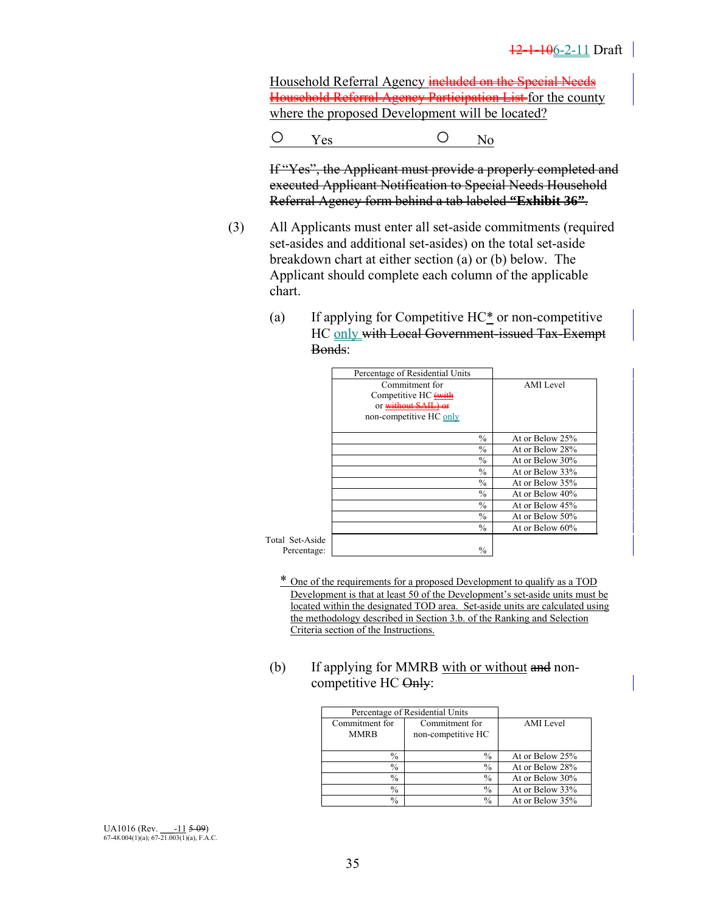Household Referral Agency ~~included on the Special Needs Household Referral Agency Participation List~~ for the county where the proposed Development will be located?

○ Yes ○ No

~~If "Yes", the Applicant must provide a properly completed and executed Applicant Notification to Special Needs Household Referral Agency form behind a tab labeled **"Exhibit 36"**.~~

(3) All Applicants must enter all set-aside commitments (required set-asides and additional set-asides) on the total set-aside breakdown chart at either section (a) or (b) below. The Applicant should complete each column of the applicable chart.

(a) If applying for Competitive HC* or non-competitive HC only ~~with Local Government-issued Tax-Exempt Bonds~~:

| Percentage of Residential Units Commitment for Competitive HC ~~(with or without SAIL) or~~ non-competitive HC only | AMI Level |
|---|---|
| % | At or Below 25% |
| % | At or Below 28% |
| % | At or Below 30% |
| % | At or Below 33% |
| % | At or Below 35% |
| % | At or Below 40% |
| % | At or Below 45% |
| % | At or Below 50% |
| % | At or Below 60% |
| Total Set-Aside Percentage: % | |

\* One of the requirements for a proposed Development to qualify as a TOD Development is that at least 50 of the Development's set-aside units must be located within the designated TOD area. Set-aside units are calculated using the methodology described in Section 3.b. of the Ranking and Selection Criteria section of the Instructions.

(b) If applying for MMRB with or without ~~and~~ non-competitive HC ~~Only~~:

| Percentage of Residential Units Commitment for MMRB | Percentage of Residential Units Commitment for non-competitive HC | AMI Level |
|---|---|---|
| % | % | At or Below 25% |
| % | % | At or Below 28% |
| % | % | At or Below 30% |
| % | % | At or Below 33% |
| % | % | At or Below 35% |

UA1016 (Rev. ___-11 ~~5-09~~)
67-48.004(1)(a); 67-21.003(1)(a), F.A.C.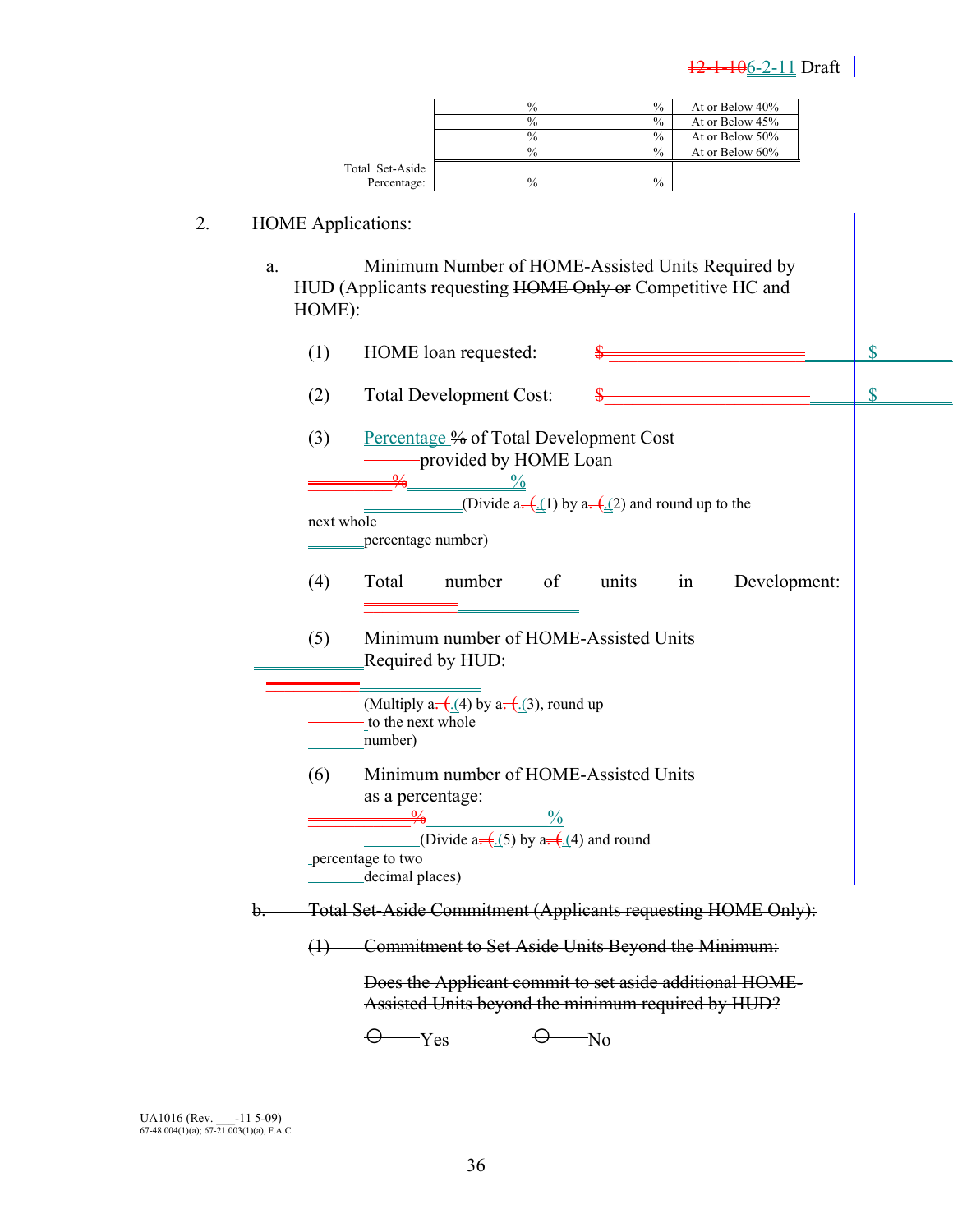| | | |
|---|---|---|
| % | % | At or Below 40% |
| % | % | At or Below 45% |
| % | % | At or Below 50% |
| % | % | At or Below 60% |
| Total Set-Aside Percentage: % | % | |

2. HOME Applications:

a. Minimum Number of HOME-Assisted Units Required by HUD (Applicants requesting ~~HOME Only or~~ Competitive HC and HOME):

(1) HOME loan requested: ~~$~~________ $________

(2) Total Development Cost: ~~$~~________ $________

(3) Percentage ~~%~~ of Total Development Cost provided by HOME Loan

~~%~~ ________ %

(Divide a. ~~(~~ (1) by a. ~~(~~ (2) and round up to the next whole percentage number)

(4) Total number of units in Development: ________

(5) Minimum number of HOME-Assisted Units Required by HUD: ________

(Multiply a. ~~(~~ (4) by a. ~~(~~ (3), round up to the next whole number)

(6) Minimum number of HOME-Assisted Units as a percentage:

~~%~~ ________ %

(Divide a. ~~(~~ (5) by a. ~~(~~ (4) and round percentage to two decimal places)

~~b. Total Set-Aside Commitment (Applicants requesting HOME Only):~~

~~(1) Commitment to Set Aside Units Beyond the Minimum:~~

~~Does the Applicant commit to set aside additional HOME-Assisted Units beyond the minimum required by HUD?~~

~~O Yes O No~~

UA1016 (Rev. ___-11 ~~5-09~~)
67-48.004(1)(a); 67-21.003(1)(a), F.A.C.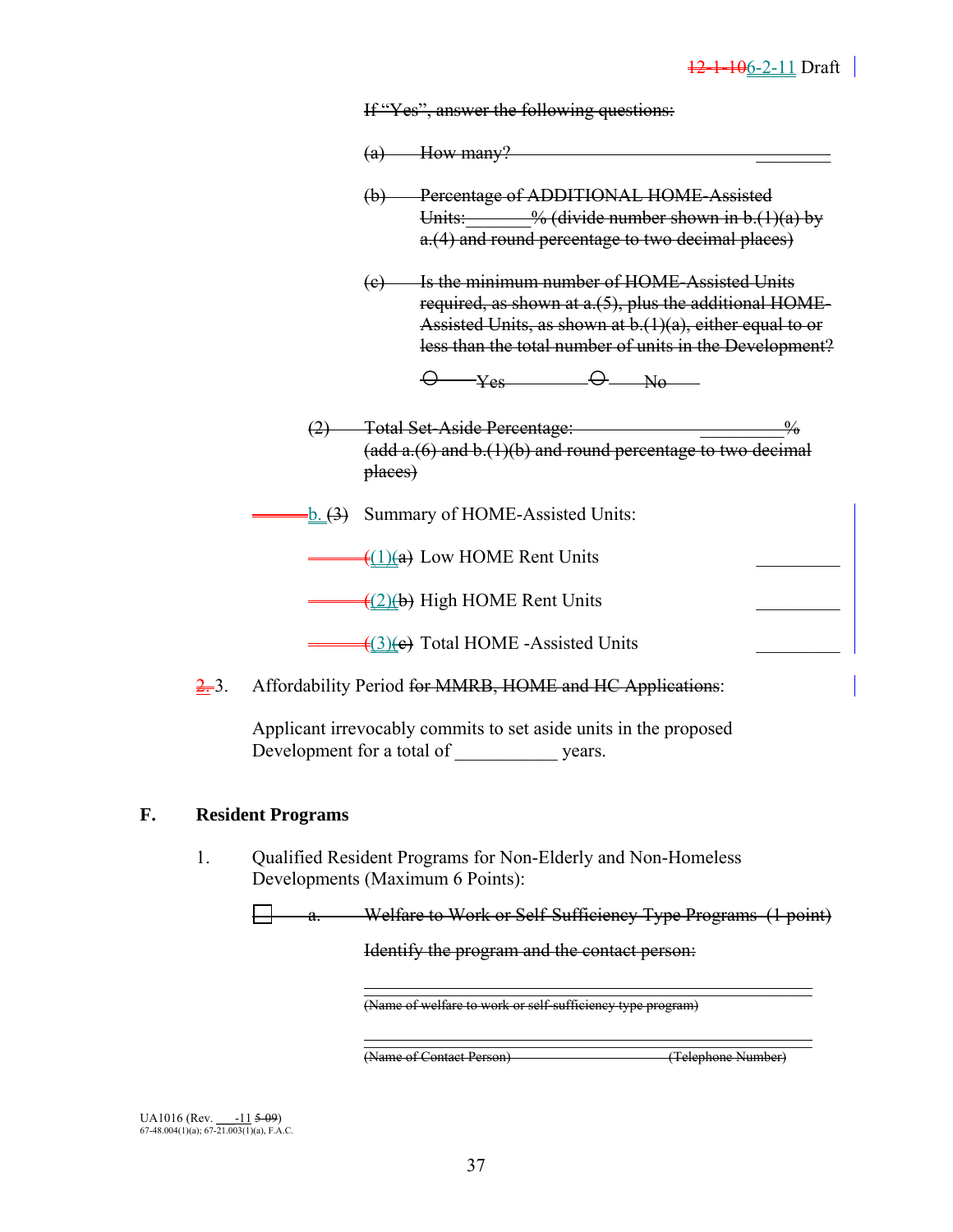~~If "Yes", answer the following questions:~~

~~(a) How many?~~ __________

~~(b) Percentage of ADDITIONAL HOME-Assisted Units:_______% (divide number shown in b.(1)(a) by a.(4) and round percentage to two decimal places)~~

~~(c) Is the minimum number of HOME-Assisted Units required, as shown at a.(5), plus the additional HOME-Assisted Units, as shown at b.(1)(a), either equal to or less than the total number of units in the Development?~~

~~○ Yes ○ No~~

~~(2) Total Set-Aside Percentage: __________%~~
~~(add a.(6) and b.(1)(b) and round percentage to two decimal places)~~

b. ~~(3)~~ Summary of HOME-Assisted Units:

(1)~~(a)~~ Low HOME Rent Units __________

(2)~~(b)~~ High HOME Rent Units __________

(3)~~(c)~~ Total HOME -Assisted Units __________

~~2.~~ 3. Affordability Period ~~for MMRB, HOME and HC Applications~~:

Applicant irrevocably commits to set aside units in the proposed Development for a total of ___________ years.

## F. Resident Programs

1. Qualified Resident Programs for Non-Elderly and Non-Homeless Developments (Maximum 6 Points):

☐ ~~a. Welfare to Work or Self Sufficiency Type Programs (1 point)~~

~~Identify the program and the contact person:~~

______________________________________________
~~(Name of welfare to work or self-sufficiency type program)~~

______________________________________________
~~(Name of Contact Person) (Telephone Number)~~

UA1016 (Rev. ___-11 ~~5-09~~)
67-48.004(1)(a); 67-21.003(1)(a), F.A.C.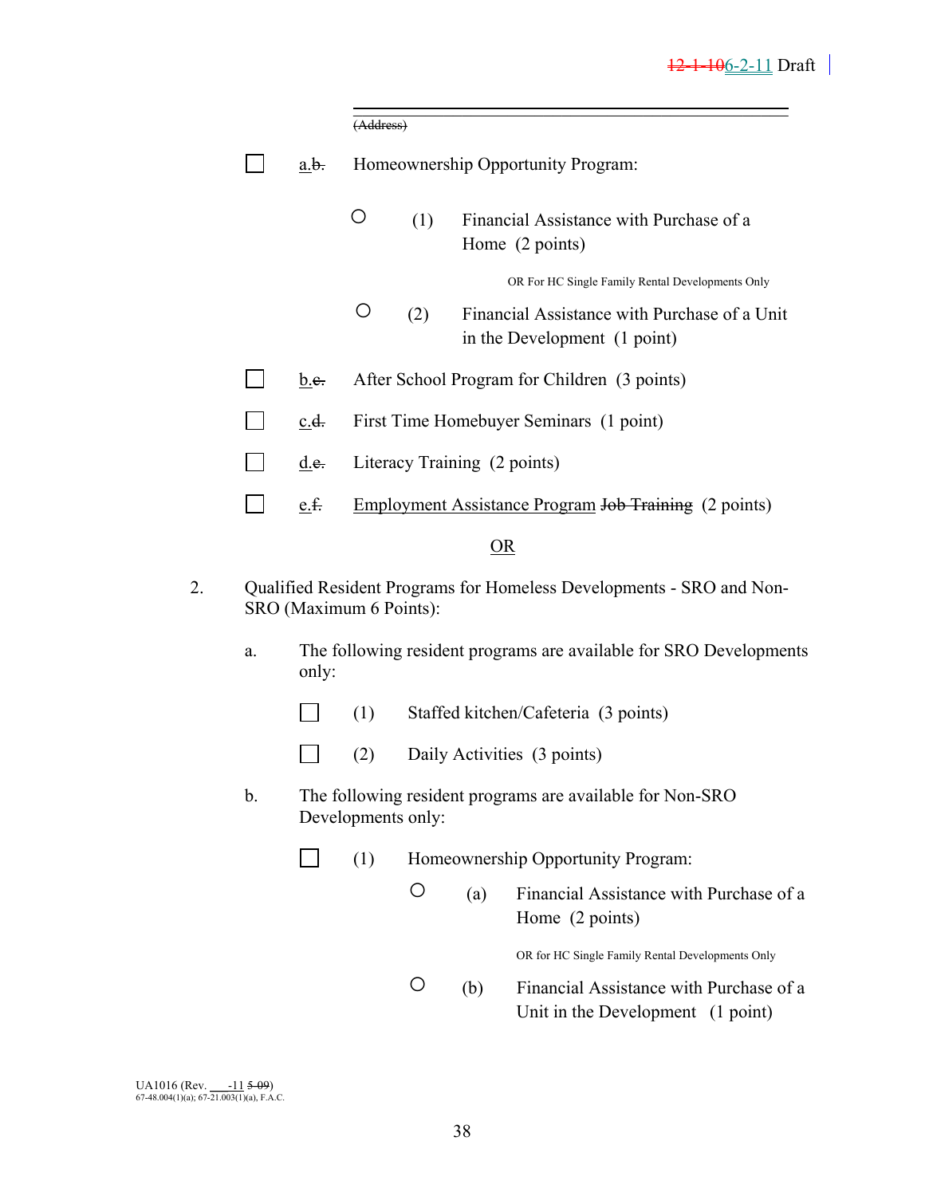~~(Address)~~

☐ a.~~b.~~ Homeownership Opportunity Program:

○ (1) Financial Assistance with Purchase of a Home (2 points)

OR For HC Single Family Rental Developments Only

○ (2) Financial Assistance with Purchase of a Unit in the Development (1 point)

☐ b.~~c.~~ After School Program for Children (3 points)

☐ c.~~d.~~ First Time Homebuyer Seminars (1 point)

☐ d.~~e.~~ Literacy Training (2 points)

☐ e.~~f.~~ Employment Assistance Program ~~Job Training~~ (2 points)

OR

2. Qualified Resident Programs for Homeless Developments - SRO and Non-SRO (Maximum 6 Points):

   a. The following resident programs are available for SRO Developments only:

      ☐ (1) Staffed kitchen/Cafeteria (3 points)

      ☐ (2) Daily Activities (3 points)

   b. The following resident programs are available for Non-SRO Developments only:

      ☐ (1) Homeownership Opportunity Program:

      ○ (a) Financial Assistance with Purchase of a Home (2 points)

      OR for HC Single Family Rental Developments Only

      ○ (b) Financial Assistance with Purchase of a Unit in the Development (1 point)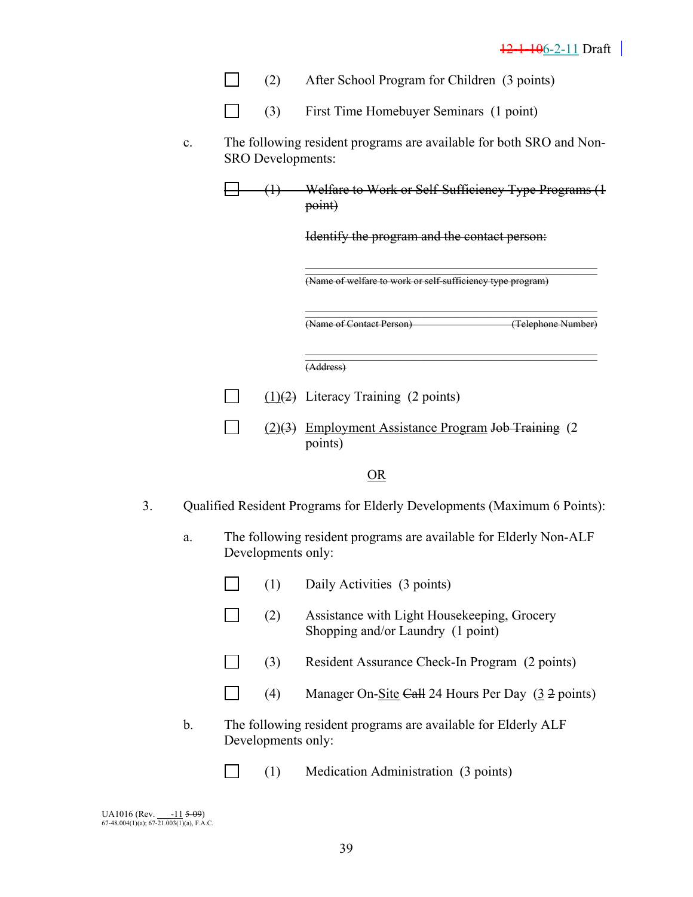- ☐ (2) After School Program for Children (3 points)

- ☐ (3) First Time Homebuyer Seminars (1 point)

c. The following resident programs are available for both SRO and Non-SRO Developments:

- ~~☐ (1) Welfare to Work or Self Sufficiency Type Programs (1 point)~~

  ~~Identify the program and the contact person:~~

  ______________________________________________
  ~~(Name of welfare to work or self-sufficiency type program)~~

  ______________________________________________
  ~~(Name of Contact Person)~~ ~~(Telephone Number)~~

  ______________________________________________
  ~~(Address)~~

- ☐ <u>(1)</u>~~(2)~~ Literacy Training (2 points)

- ☐ <u>(2)</u>~~(3)~~ <u>Employment Assistance Program</u> ~~Job Training~~ (2 points)

<u>OR</u>

3. Qualified Resident Programs for Elderly Developments (Maximum 6 Points):

a. The following resident programs are available for Elderly Non-ALF Developments only:

- ☐ (1) Daily Activities (3 points)

- ☐ (2) Assistance with Light Housekeeping, Grocery Shopping and/or Laundry (1 point)

- ☐ (3) Resident Assurance Check-In Program (2 points)

- ☐ (4) Manager On-<u>Site</u> ~~Call~~ 24 Hours Per Day (<u>3</u> ~~2~~ points)

b. The following resident programs are available for Elderly ALF Developments only:

- ☐ (1) Medication Administration (3 points)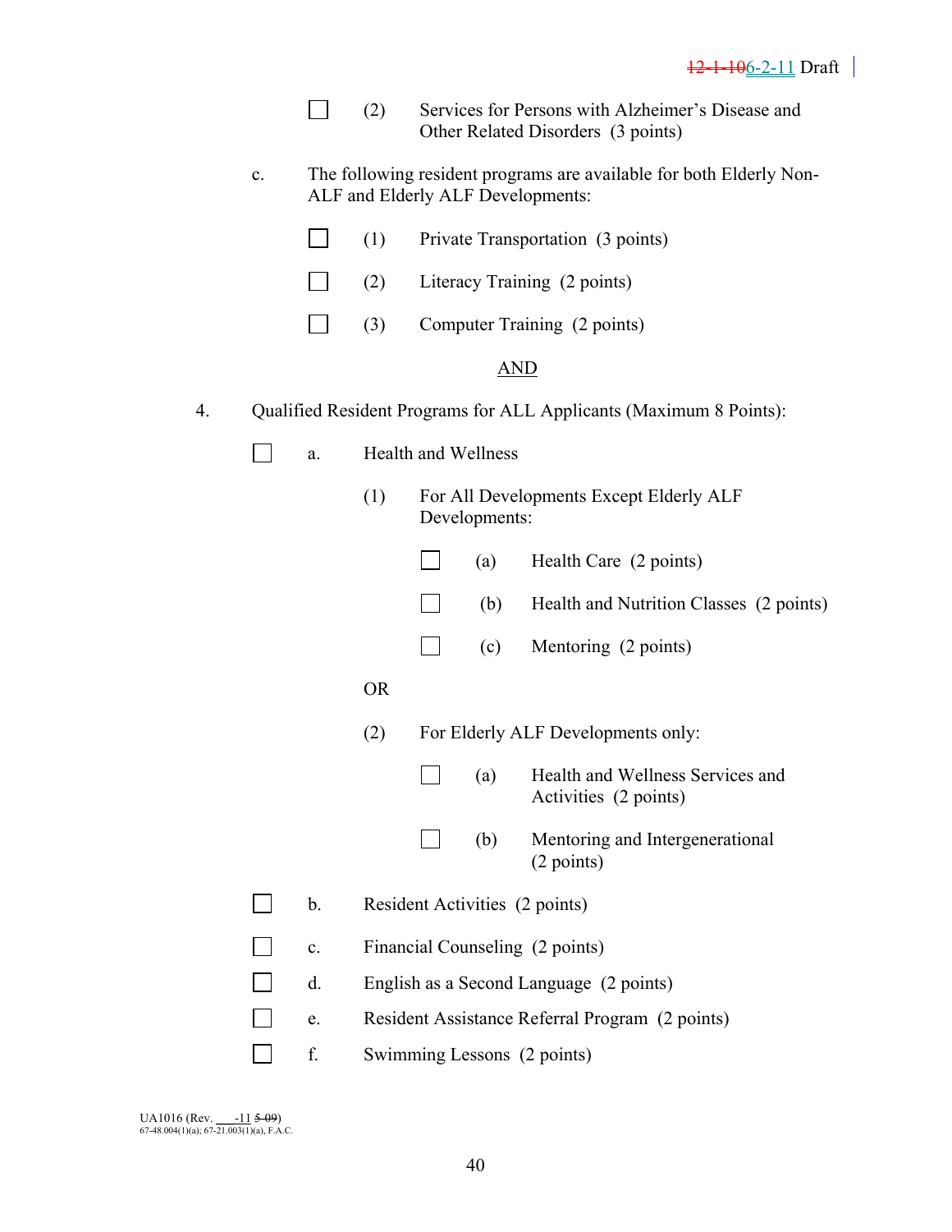- ☐ (2) Services for Persons with Alzheimer's Disease and Other Related Disorders (3 points)

c. The following resident programs are available for both Elderly Non-ALF and Elderly ALF Developments:

- ☐ (1) Private Transportation (3 points)
- ☐ (2) Literacy Training (2 points)
- ☐ (3) Computer Training (2 points)

AND

4. Qualified Resident Programs for ALL Applicants (Maximum 8 Points):

☐ a. Health and Wellness

(1) For All Developments Except Elderly ALF Developments:

- ☐ (a) Health Care (2 points)
- ☐ (b) Health and Nutrition Classes (2 points)
- ☐ (c) Mentoring (2 points)

OR

(2) For Elderly ALF Developments only:

- ☐ (a) Health and Wellness Services and Activities (2 points)
- ☐ (b) Mentoring and Intergenerational (2 points)

- ☐ b. Resident Activities (2 points)
- ☐ c. Financial Counseling (2 points)
- ☐ d. English as a Second Language (2 points)
- ☐ e. Resident Assistance Referral Program (2 points)
- ☐ f. Swimming Lessons (2 points)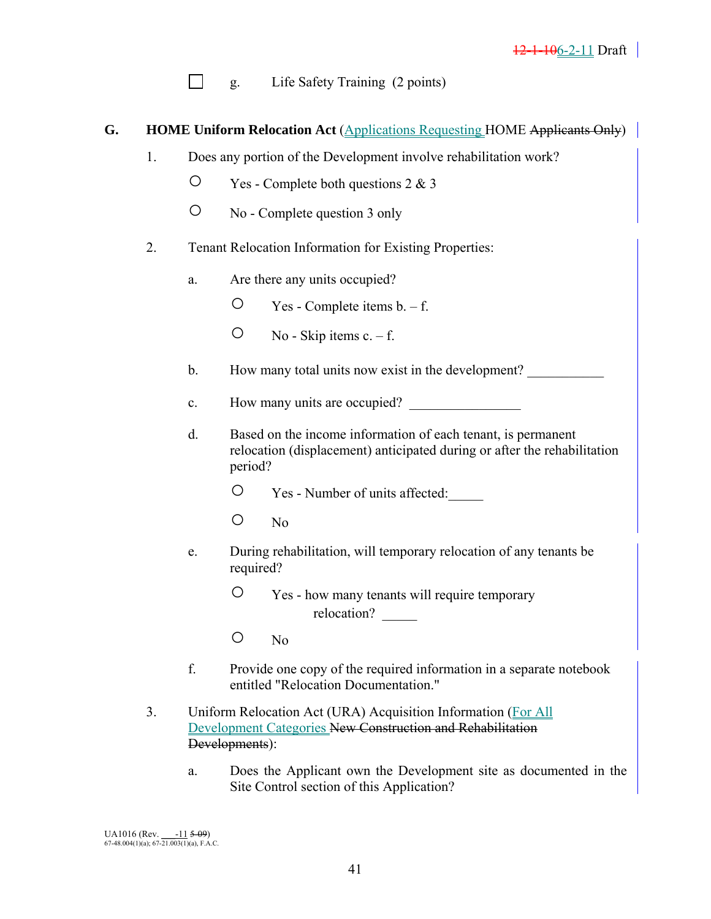☐ g. Life Safety Training (2 points)

**G. HOME Uniform Relocation Act** (Applications Requesting HOME ~~Applicants Only~~)

1. Does any portion of the Development involve rehabilitation work?

   ○ Yes - Complete both questions 2 & 3

   ○ No - Complete question 3 only

2. Tenant Relocation Information for Existing Properties:

   a. Are there any units occupied?

      ○ Yes - Complete items b. – f.

      ○ No - Skip items c. – f.

   b. How many total units now exist in the development? ___________

   c. How many units are occupied? ________________

   d. Based on the income information of each tenant, is permanent relocation (displacement) anticipated during or after the rehabilitation period?

      ○ Yes - Number of units affected:_____

      ○ No

   e. During rehabilitation, will temporary relocation of any tenants be required?

      ○ Yes - how many tenants will require temporary relocation? _____

      ○ No

   f. Provide one copy of the required information in a separate notebook entitled "Relocation Documentation."

3. Uniform Relocation Act (URA) Acquisition Information (For All Development Categories ~~New Construction and Rehabilitation Developments~~):

   a. Does the Applicant own the Development site as documented in the Site Control section of this Application?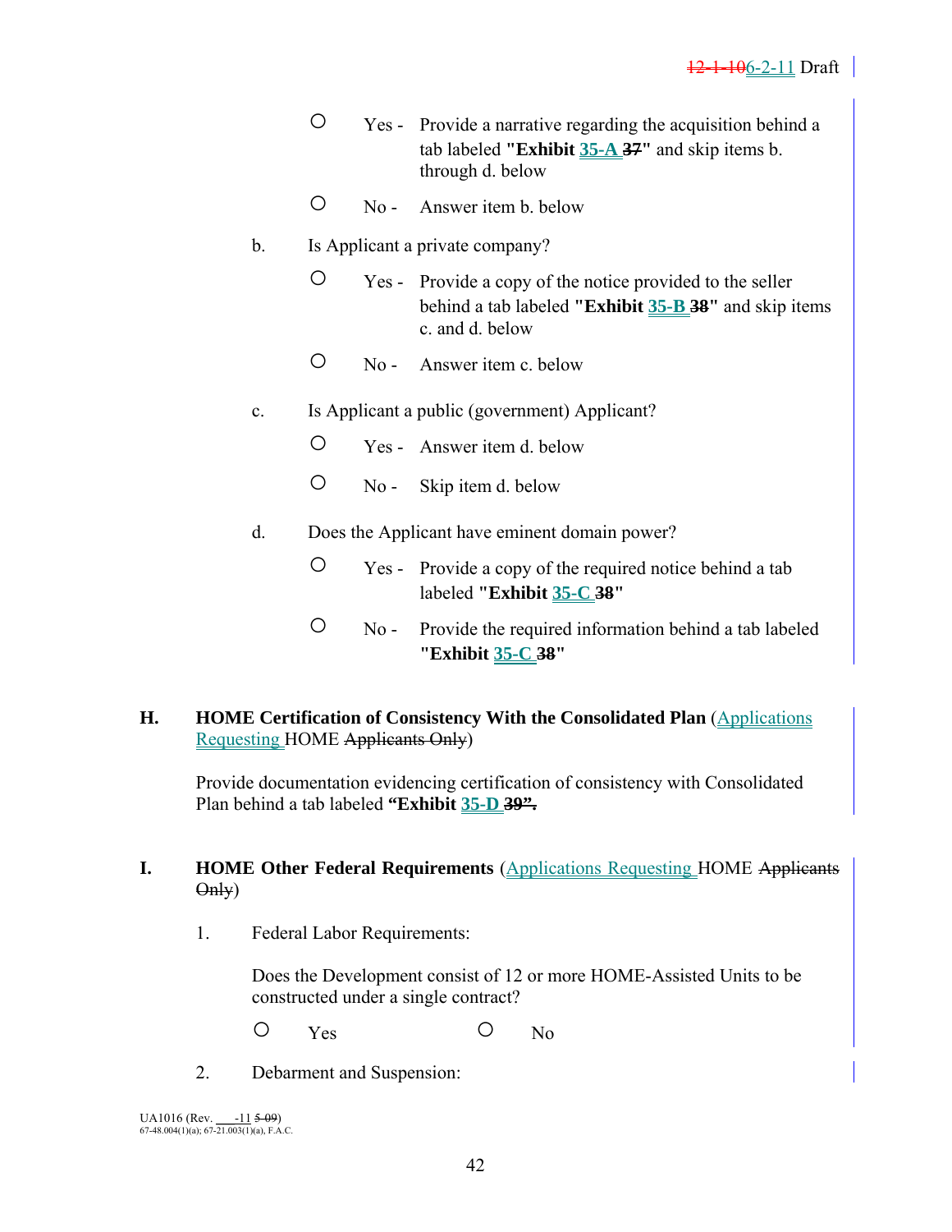○ Yes - Provide a narrative regarding the acquisition behind a tab labeled **"Exhibit 35-A ~~37~~"** and skip items b. through d. below

○ No - Answer item b. below

b. Is Applicant a private company?

○ Yes - Provide a copy of the notice provided to the seller behind a tab labeled **"Exhibit 35-B ~~38~~"** and skip items c. and d. below

○ No - Answer item c. below

c. Is Applicant a public (government) Applicant?

○ Yes - Answer item d. below

○ No - Skip item d. below

d. Does the Applicant have eminent domain power?

○ Yes - Provide a copy of the required notice behind a tab labeled **"Exhibit 35-C ~~38~~"**

○ No - Provide the required information behind a tab labeled **"Exhibit 35-C ~~38~~"**

**H. HOME Certification of Consistency With the Consolidated Plan** (Applications Requesting HOME ~~Applicants Only~~)

Provide documentation evidencing certification of consistency with Consolidated Plan behind a tab labeled **"Exhibit 35-D ~~39".~~**

**I. HOME Other Federal Requirements** (Applications Requesting HOME ~~Applicants Only~~)

1. Federal Labor Requirements:

Does the Development consist of 12 or more HOME-Assisted Units to be constructed under a single contract?

○ Yes ○ No

2. Debarment and Suspension: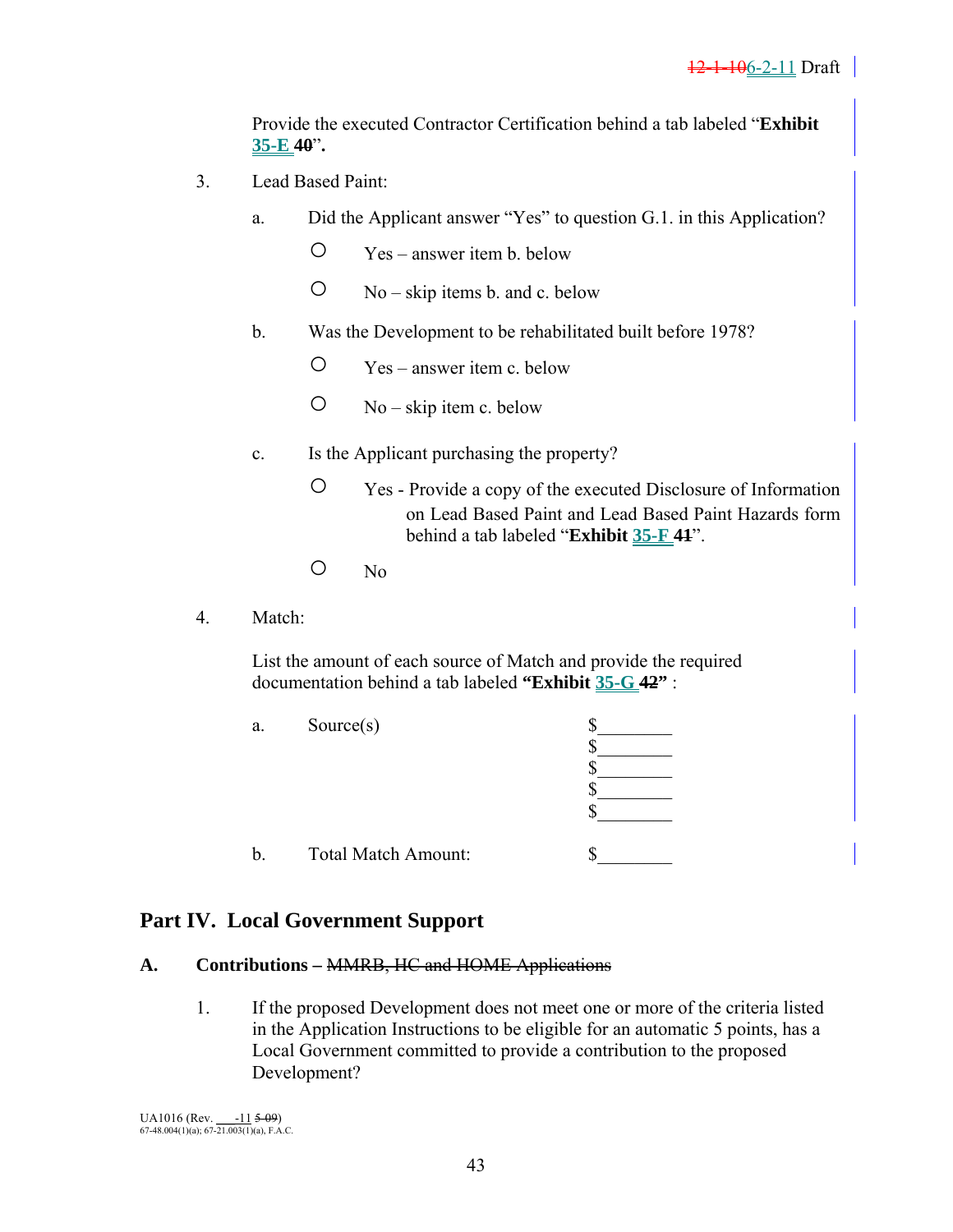Provide the executed Contractor Certification behind a tab labeled "**Exhibit 35-E ~~40~~**".

3. Lead Based Paint:

   a. Did the Applicant answer "Yes" to question G.1. in this Application?

      ○ Yes – answer item b. below

      ○ No – skip items b. and c. below

   b. Was the Development to be rehabilitated built before 1978?

      ○ Yes – answer item c. below

      ○ No – skip item c. below

   c. Is the Applicant purchasing the property?

      ○ Yes - Provide a copy of the executed Disclosure of Information on Lead Based Paint and Lead Based Paint Hazards form behind a tab labeled "**Exhibit 35-F ~~41~~**".

      ○ No

4. Match:

   List the amount of each source of Match and provide the required documentation behind a tab labeled **"Exhibit 35-G ~~42~~"** :

   a. Source(s) $________
   $________
   $________
   $________
   $________

   b. Total Match Amount: $________

## Part IV. Local Government Support

### A. Contributions – ~~MMRB, HC and HOME Applications~~

1. If the proposed Development does not meet one or more of the criteria listed in the Application Instructions to be eligible for an automatic 5 points, has a Local Government committed to provide a contribution to the proposed Development?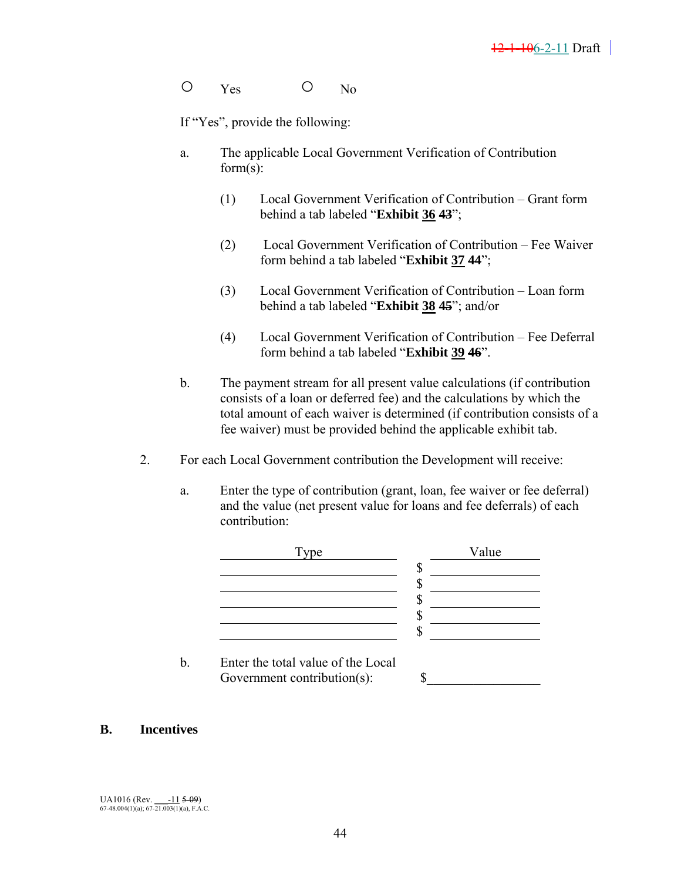○ Yes ○ No

If "Yes", provide the following:

a. The applicable Local Government Verification of Contribution form(s):

(1) Local Government Verification of Contribution – Grant form behind a tab labeled "**Exhibit 36 ~~43~~**";

(2) Local Government Verification of Contribution – Fee Waiver form behind a tab labeled "**Exhibit 37 ~~44~~**";

(3) Local Government Verification of Contribution – Loan form behind a tab labeled "**Exhibit 38 ~~45~~**"; and/or

(4) Local Government Verification of Contribution – Fee Deferral form behind a tab labeled "**Exhibit 39 ~~46~~**".

b. The payment stream for all present value calculations (if contribution consists of a loan or deferred fee) and the calculations by which the total amount of each waiver is determined (if contribution consists of a fee waiver) must be provided behind the applicable exhibit tab.

2. For each Local Government contribution the Development will receive:

a. Enter the type of contribution (grant, loan, fee waiver or fee deferral) and the value (net present value for loans and fee deferrals) of each contribution:

| Type | Value |
|---|---|
| | $ |
| | $ |
| | $ |
| | $ |
| | $ |

b. Enter the total value of the Local Government contribution(s): $\_\_\_\_\_\_\_\_\_\_\_\_\_\_\_\_

## B. Incentives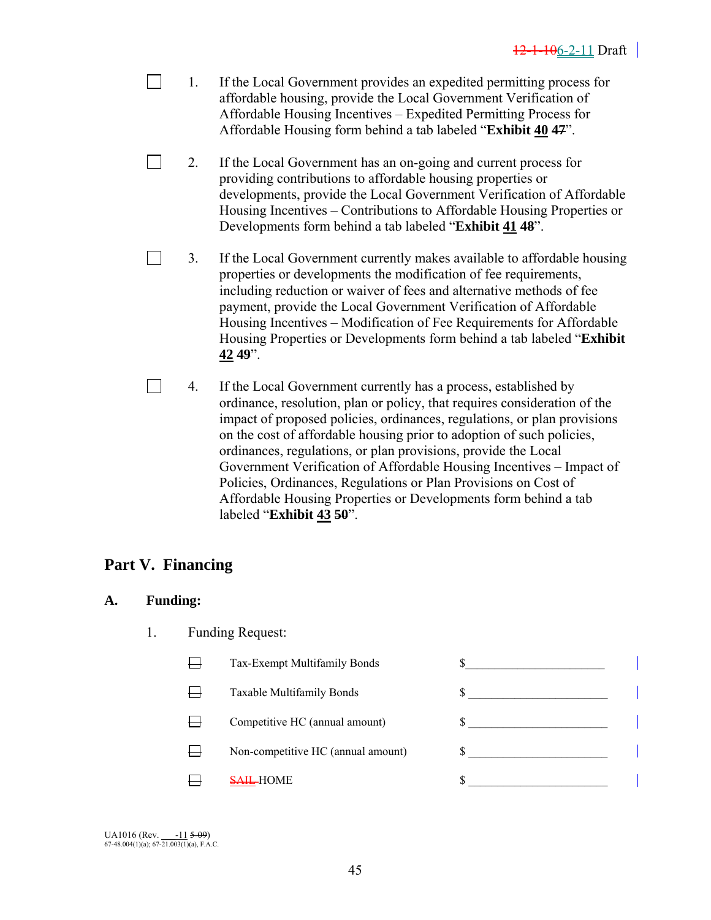☐ 1. If the Local Government provides an expedited permitting process for affordable housing, provide the Local Government Verification of Affordable Housing Incentives – Expedited Permitting Process for Affordable Housing form behind a tab labeled "**Exhibit 40 ~~47~~**".

☐ 2. If the Local Government has an on-going and current process for providing contributions to affordable housing properties or developments, provide the Local Government Verification of Affordable Housing Incentives – Contributions to Affordable Housing Properties or Developments form behind a tab labeled "**Exhibit 41 ~~48~~**".

☐ 3. If the Local Government currently makes available to affordable housing properties or developments the modification of fee requirements, including reduction or waiver of fees and alternative methods of fee payment, provide the Local Government Verification of Affordable Housing Incentives – Modification of Fee Requirements for Affordable Housing Properties or Developments form behind a tab labeled "**Exhibit 42 ~~49~~**".

☐ 4. If the Local Government currently has a process, established by ordinance, resolution, plan or policy, that requires consideration of the impact of proposed policies, ordinances, regulations, or plan provisions on the cost of affordable housing prior to adoption of such policies, ordinances, regulations, or plan provisions, provide the Local Government Verification of Affordable Housing Incentives – Impact of Policies, Ordinances, Regulations or Plan Provisions on Cost of Affordable Housing Properties or Developments form behind a tab labeled "**Exhibit 43 ~~50~~**".

## Part V. Financing

### A. Funding:

1. Funding Request:

| | | |
|---|---|---|
| ☐ | Tax-Exempt Multifamily Bonds | $_______________________ |
| ☐ | Taxable Multifamily Bonds | $ _______________________ |
| ☐ | Competitive HC (annual amount) | $ _______________________ |
| ☐ | Non-competitive HC (annual amount) | $ _______________________ |
| ☐ | ~~SAIL~~ HOME | $ _______________________ |

UA1016 (Rev. ___-11 ~~5-09~~)
67-48.004(1)(a); 67-21.003(1)(a), F.A.C.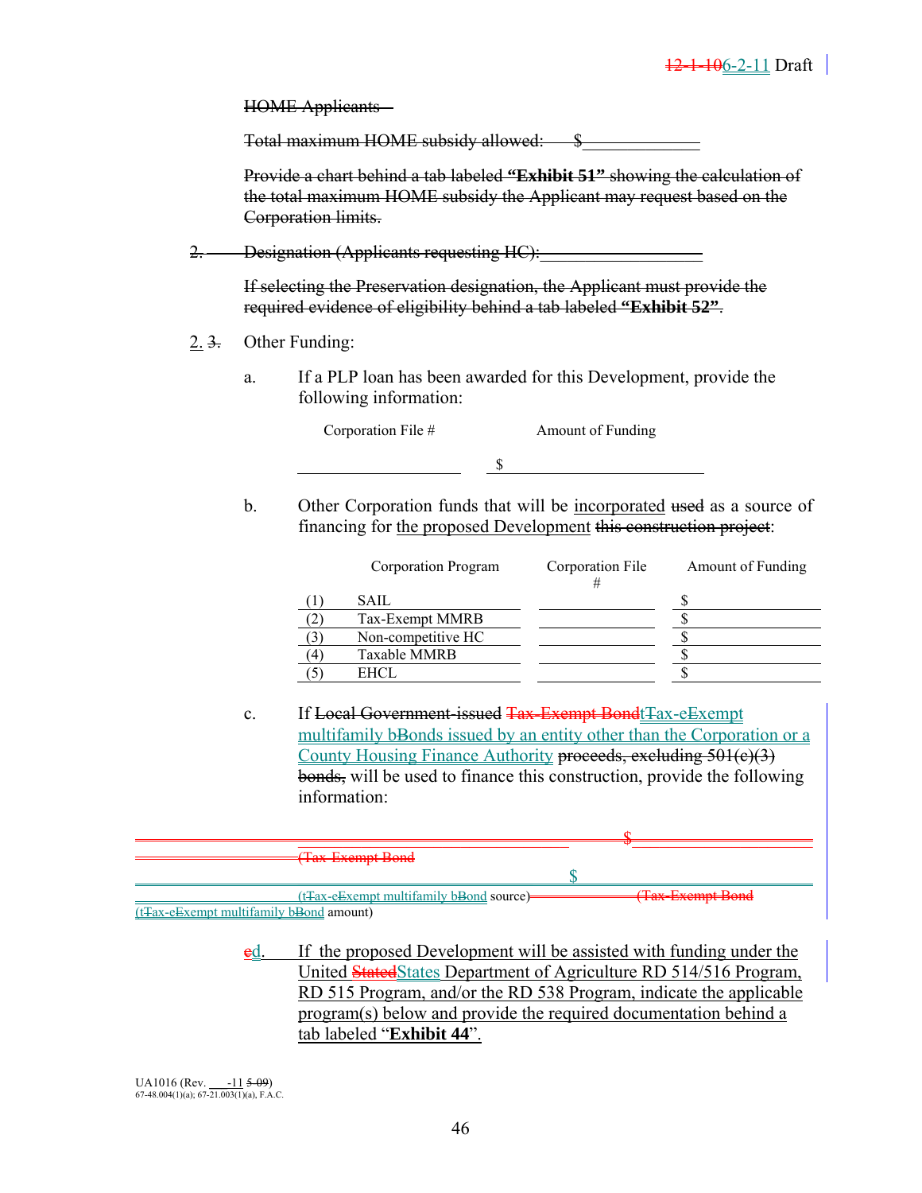~~HOME Applicants –~~

~~Total maximum HOME subsidy allowed: $\_\_\_\_\_\_\_\_\_\_\_\_\_~~

~~Provide a chart behind a tab labeled **"Exhibit 51"** showing the calculation of the total maximum HOME subsidy the Applicant may request based on the Corporation limits.~~

~~2. Designation (Applicants requesting HC): \_\_\_\_\_\_\_\_\_\_\_\_\_\_\_\_\_\_~~

~~If selecting the Preservation designation, the Applicant must provide the required evidence of eligibility behind a tab labeled **"Exhibit 52"**.~~

2. ~~3.~~ Other Funding:

a. If a PLP loan has been awarded for this Development, provide the following information:

| Corporation File # | Amount of Funding |
|---|---|
| \_\_\_\_\_\_\_\_\_\_\_\_ | $\_\_\_\_\_\_\_\_\_\_\_\_ |

b. Other Corporation funds that will be incorporated ~~used~~ as a source of financing for the proposed Development ~~this construction project~~:

| | Corporation Program | Corporation File # | Amount of Funding |
|---|---|---|---|
| (1) | SAIL | | $ |
| (2) | Tax-Exempt MMRB | | $ |
| (3) | Non-competitive HC | | $ |
| (4) | Taxable MMRB | | $ |
| (5) | EHCL | | $ |

c. If ~~Local Government-issued~~ ~~Tax-Exempt Bond~~ tax-exempt multifamily bonds issued by an entity other than the Corporation or a County Housing Finance Authority ~~proceeds, excluding 501(c)(3) bonds,~~ will be used to finance this construction, provide the following information:

\_\_\_\_\_\_\_\_\_\_\_\_\_\_\_\_\_\_\_\_ $\_\_\_\_\_\_\_\_\_\_\_\_\_\_\_\_

~~(Tax-Exempt Bond~~ (tax-exempt multifamily bond source) ~~(Tax-Exempt Bond~~ (tax-exempt multifamily bond amount)

~~e~~d. If the proposed Development will be assisted with funding under the United ~~Stated~~States Department of Agriculture RD 514/516 Program, RD 515 Program, and/or the RD 538 Program, indicate the applicable program(s) below and provide the required documentation behind a tab labeled "**Exhibit 44**".

UA1016 (Rev. \_\_\_-11 ~~5-09~~)
67-48.004(1)(a); 67-21.003(1)(a), F.A.C.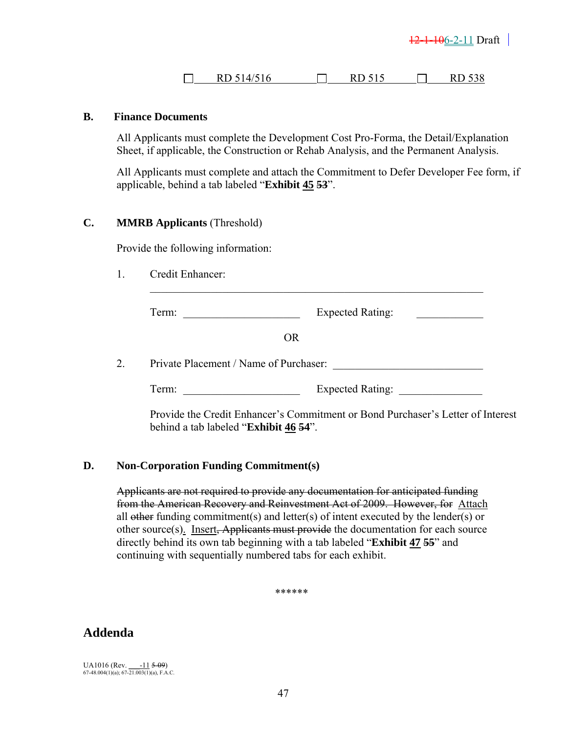☐ RD 514/516 ☐ RD 515 ☐ RD 538

**B. Finance Documents**

All Applicants must complete the Development Cost Pro-Forma, the Detail/Explanation Sheet, if applicable, the Construction or Rehab Analysis, and the Permanent Analysis.

All Applicants must complete and attach the Commitment to Defer Developer Fee form, if applicable, behind a tab labeled "**Exhibit 45 ~~53~~**".

**C. MMRB Applicants** (Threshold)

Provide the following information:

1. Credit Enhancer: ______________________________________________

   Term: ____________________ Expected Rating: ____________

   OR

2. Private Placement / Name of Purchaser: ________________________

   Term: ____________________ Expected Rating: ______________

   Provide the Credit Enhancer's Commitment or Bond Purchaser's Letter of Interest behind a tab labeled "**Exhibit 46 ~~54~~**".

**D. Non-Corporation Funding Commitment(s)**

~~Applicants are not required to provide any documentation for anticipated funding from the American Recovery and Reinvestment Act of 2009. However, for~~ Attach all ~~other~~ funding commitment(s) and letter(s) of intent executed by the lender(s) or other source(s). Insert~~, Applicants must provide~~ the documentation for each source directly behind its own tab beginning with a tab labeled "**Exhibit 47 ~~55~~**" and continuing with sequentially numbered tabs for each exhibit.

******

## Addenda

UA1016 (Rev. ___-11 ~~5-09~~)
67-48.004(1)(a); 67-21.003(1)(a), F.A.C.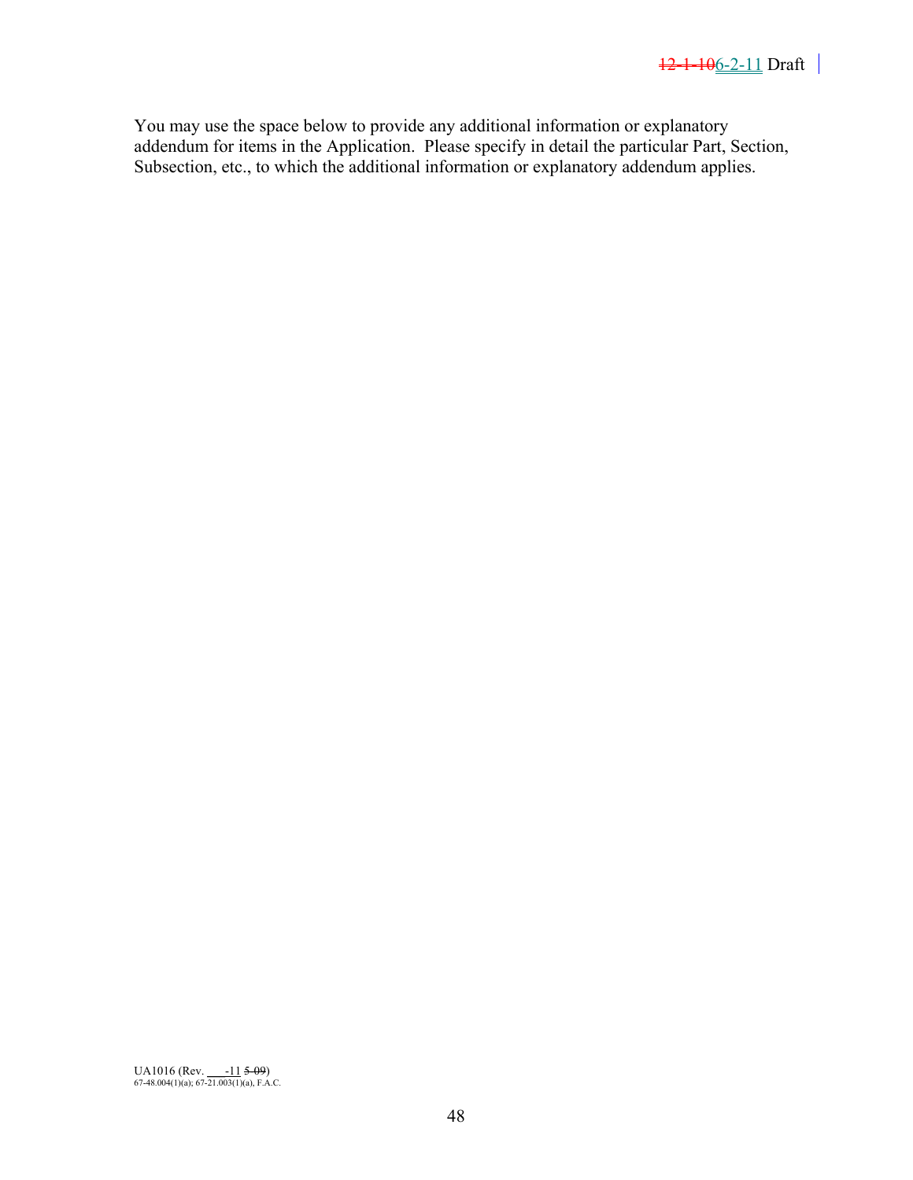You may use the space below to provide any additional information or explanatory addendum for items in the Application. Please specify in detail the particular Part, Section, Subsection, etc., to which the additional information or explanatory addendum applies.